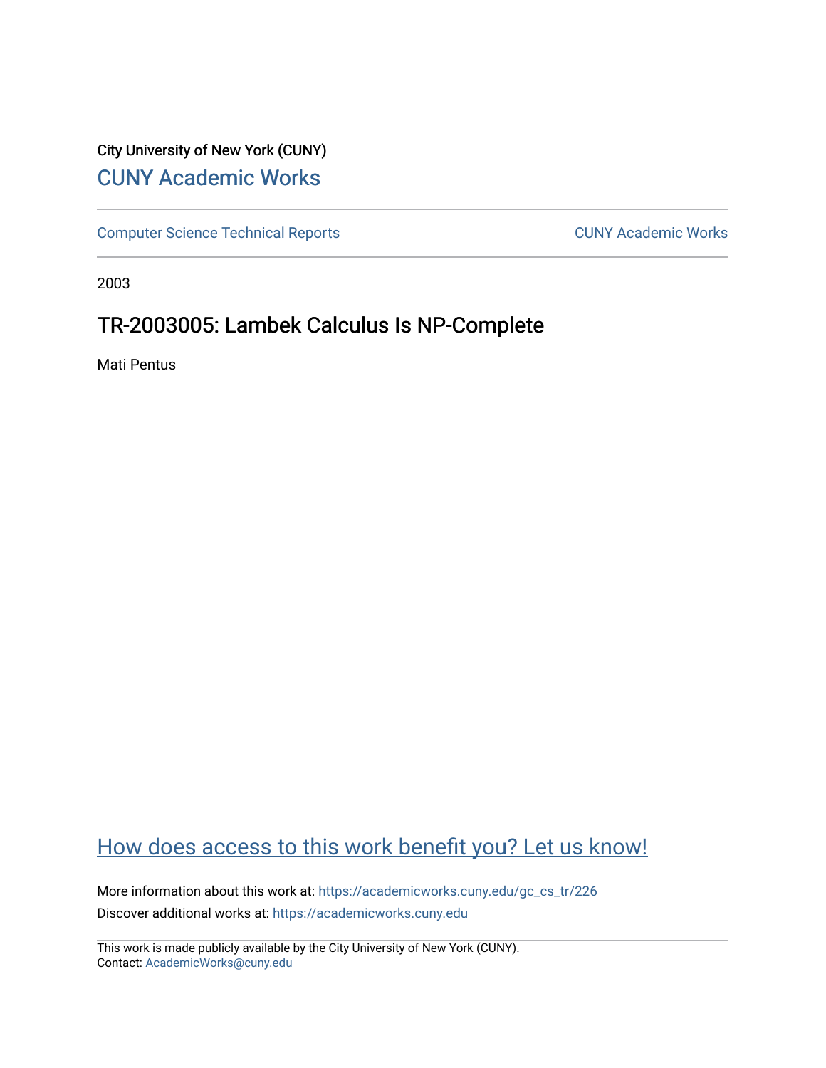City University of New York (CUNY)

CUNY Academic Works

Computer Science Technical Reports

CUNY Academic Works

2003

# TR-2003005: Lambek Calculus Is NP-Complete

Mati Pentus

How does access to this work benefit you? Let us know!

More information about this work at: https://academicworks.cuny.edu/gc_cs_tr/226

Discover additional works at: https://academicworks.cuny.edu

This work is made publicly available by the City University of New York (CUNY).
Contact: AcademicWorks@cuny.edu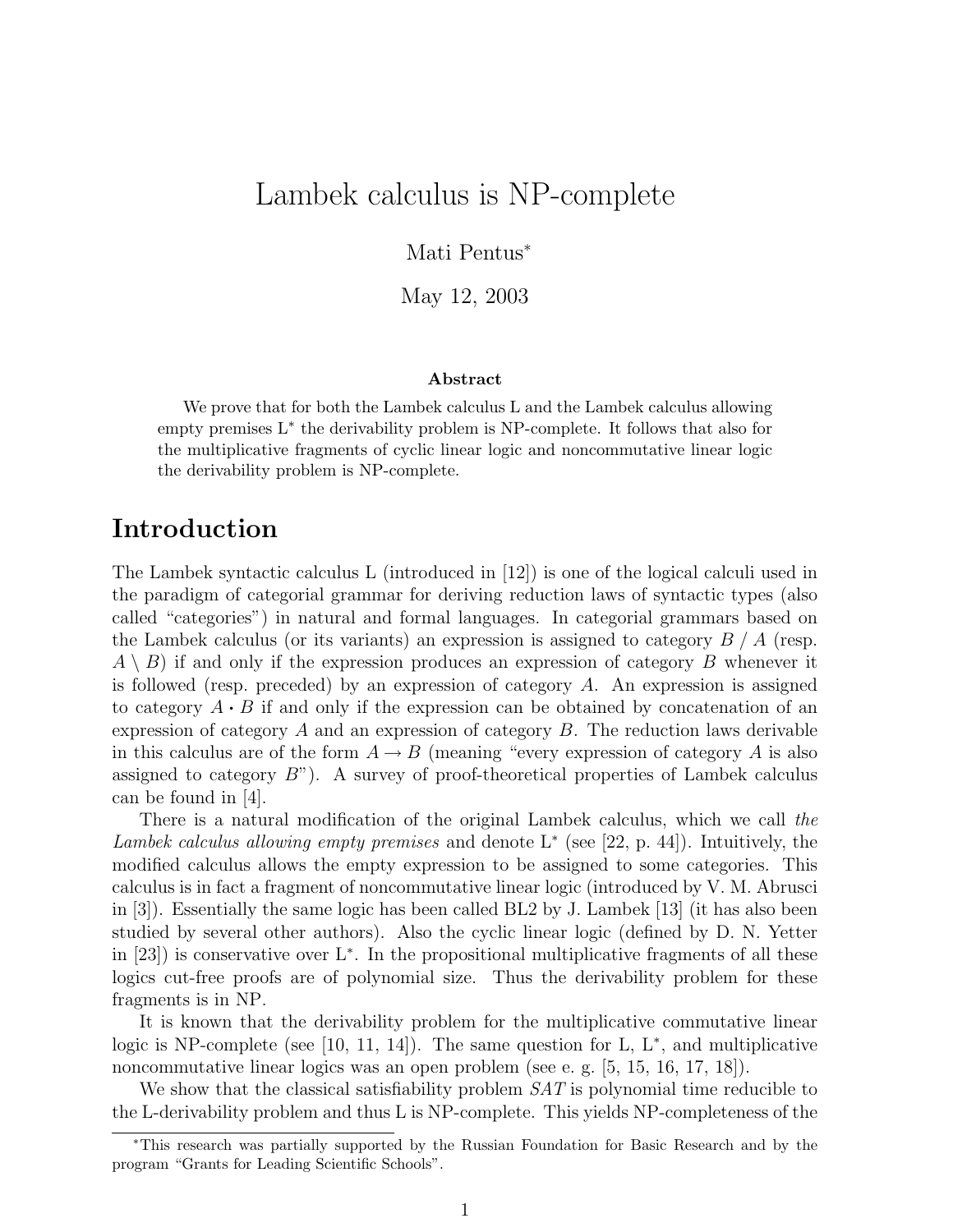# Lambek calculus is NP-complete

Mati Pentus*

May 12, 2003

**Abstract**

We prove that for both the Lambek calculus L and the Lambek calculus allowing empty premises $L^*$ the derivability problem is NP-complete. It follows that also for the multiplicative fragments of cyclic linear logic and noncommutative linear logic the derivability problem is NP-complete.

## Introduction

The Lambek syntactic calculus L (introduced in [12]) is one of the logical calculi used in the paradigm of categorial grammar for deriving reduction laws of syntactic types (also called "categories") in natural and formal languages. In categorial grammars based on the Lambek calculus (or its variants) an expression is assigned to category $B / A$ (resp. $A \setminus B$) if and only if the expression produces an expression of category $B$ whenever it is followed (resp. preceded) by an expression of category $A$. An expression is assigned to category $A \cdot B$ if and only if the expression can be obtained by concatenation of an expression of category $A$ and an expression of category $B$. The reduction laws derivable in this calculus are of the form $A \to B$ (meaning "every expression of category $A$ is also assigned to category $B$"). A survey of proof-theoretical properties of Lambek calculus can be found in [4].

There is a natural modification of the original Lambek calculus, which we call *the Lambek calculus allowing empty premises* and denote $L^*$ (see [22, p. 44]). Intuitively, the modified calculus allows the empty expression to be assigned to some categories. This calculus is in fact a fragment of noncommutative linear logic (introduced by V. M. Abrusci in [3]). Essentially the same logic has been called BL2 by J. Lambek [13] (it has also been studied by several other authors). Also the cyclic linear logic (defined by D. N. Yetter in [23]) is conservative over $L^*$. In the propositional multiplicative fragments of all these logics cut-free proofs are of polynomial size. Thus the derivability problem for these fragments is in NP.

It is known that the derivability problem for the multiplicative commutative linear logic is NP-complete (see [10, 11, 14]). The same question for L, $L^*$, and multiplicative noncommutative linear logics was an open problem (see e. g. [5, 15, 16, 17, 18]).

We show that the classical satisfiability problem *SAT* is polynomial time reducible to the L-derivability problem and thus L is NP-complete. This yields NP-completeness of the

---

*This research was partially supported by the Russian Foundation for Basic Research and by the program "Grants for Leading Scientific Schools".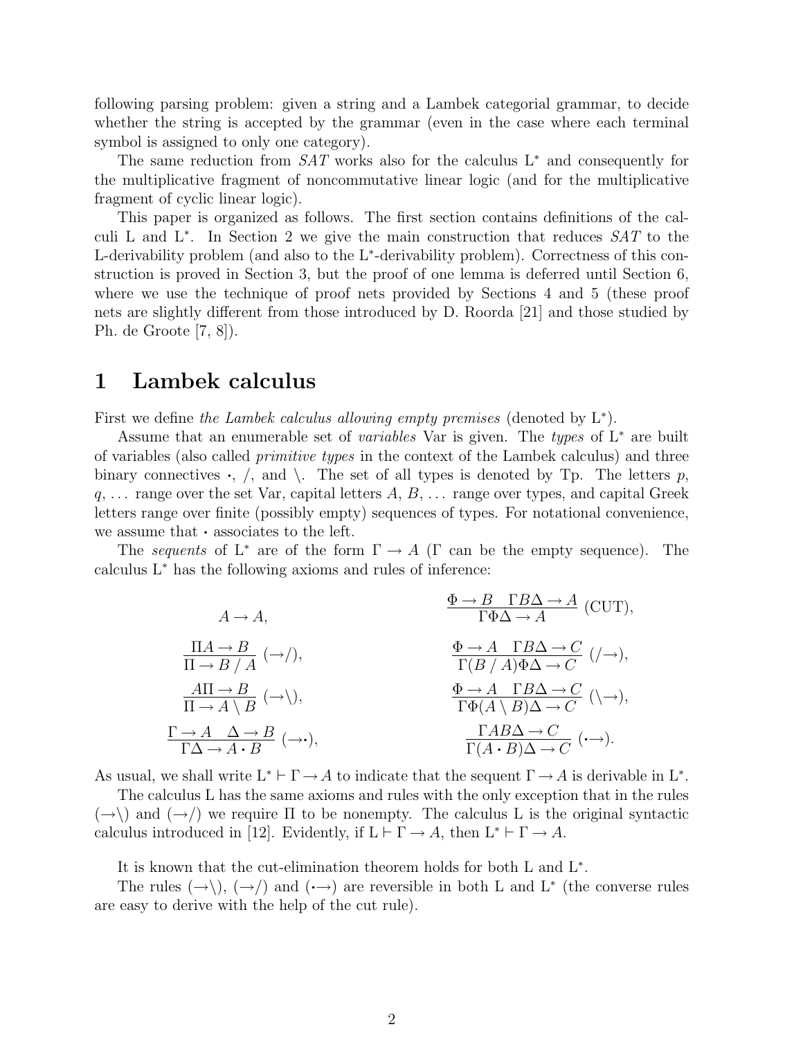following parsing problem: given a string and a Lambek categorial grammar, to decide whether the string is accepted by the grammar (even in the case where each terminal symbol is assigned to only one category).

The same reduction from *SAT* works also for the calculus $\mathrm{L}^*$ and consequently for the multiplicative fragment of noncommutative linear logic (and for the multiplicative fragment of cyclic linear logic).

This paper is organized as follows. The first section contains definitions of the calculi L and $\mathrm{L}^*$. In Section 2 we give the main construction that reduces *SAT* to the L-derivability problem (and also to the $\mathrm{L}^*$-derivability problem). Correctness of this construction is proved in Section 3, but the proof of one lemma is deferred until Section 6, where we use the technique of proof nets provided by Sections 4 and 5 (these proof nets are slightly different from those introduced by D. Roorda [21] and those studied by Ph. de Groote [7, 8]).

# 1 Lambek calculus

First we define *the Lambek calculus allowing empty premises* (denoted by $\mathrm{L}^*$).

Assume that an enumerable set of *variables* Var is given. The *types* of $\mathrm{L}^*$ are built of variables (also called *primitive types* in the context of the Lambek calculus) and three binary connectives $\cdot$, $/$, and $\backslash$. The set of all types is denoted by Tp. The letters $p$, $q$, ... range over the set Var, capital letters $A$, $B$, ... range over types, and capital Greek letters range over finite (possibly empty) sequences of types. For notational convenience, we assume that $\cdot$ associates to the left.

The *sequents* of $\mathrm{L}^*$ are of the form $\Gamma \to A$ ($\Gamma$ can be the empty sequence). The calculus $\mathrm{L}^*$ has the following axioms and rules of inference:

$$A \to A, \qquad \frac{\Phi \to B \quad \Gamma B \Delta \to A}{\Gamma \Phi \Delta \to A}\ (\mathrm{CUT}),$$

$$\frac{\Pi A \to B}{\Pi \to B\,/\,A}\ (\to/), \qquad \frac{\Phi \to A \quad \Gamma B \Delta \to C}{\Gamma (B\,/\,A) \Phi \Delta \to C}\ (/\to),$$

$$\frac{A \Pi \to B}{\Pi \to A \setminus B}\ (\to\backslash), \qquad \frac{\Phi \to A \quad \Gamma B \Delta \to C}{\Gamma \Phi (A \setminus B) \Delta \to C}\ (\backslash\to),$$

$$\frac{\Gamma \to A \quad \Delta \to B}{\Gamma \Delta \to A \cdot B}\ (\to\cdot), \qquad \frac{\Gamma A B \Delta \to C}{\Gamma (A \cdot B) \Delta \to C}\ (\cdot\to).$$

As usual, we shall write $\mathrm{L}^* \vdash \Gamma \to A$ to indicate that the sequent $\Gamma \to A$ is derivable in $\mathrm{L}^*$.

The calculus L has the same axioms and rules with the only exception that in the rules $(\to\backslash)$ and $(\to/)$ we require $\Pi$ to be nonempty. The calculus L is the original syntactic calculus introduced in [12]. Evidently, if $\mathrm{L} \vdash \Gamma \to A$, then $\mathrm{L}^* \vdash \Gamma \to A$.

It is known that the cut-elimination theorem holds for both L and $\mathrm{L}^*$.

The rules $(\to\backslash)$, $(\to/)$ and $(\cdot\to)$ are reversible in both L and $\mathrm{L}^*$ (the converse rules are easy to derive with the help of the cut rule).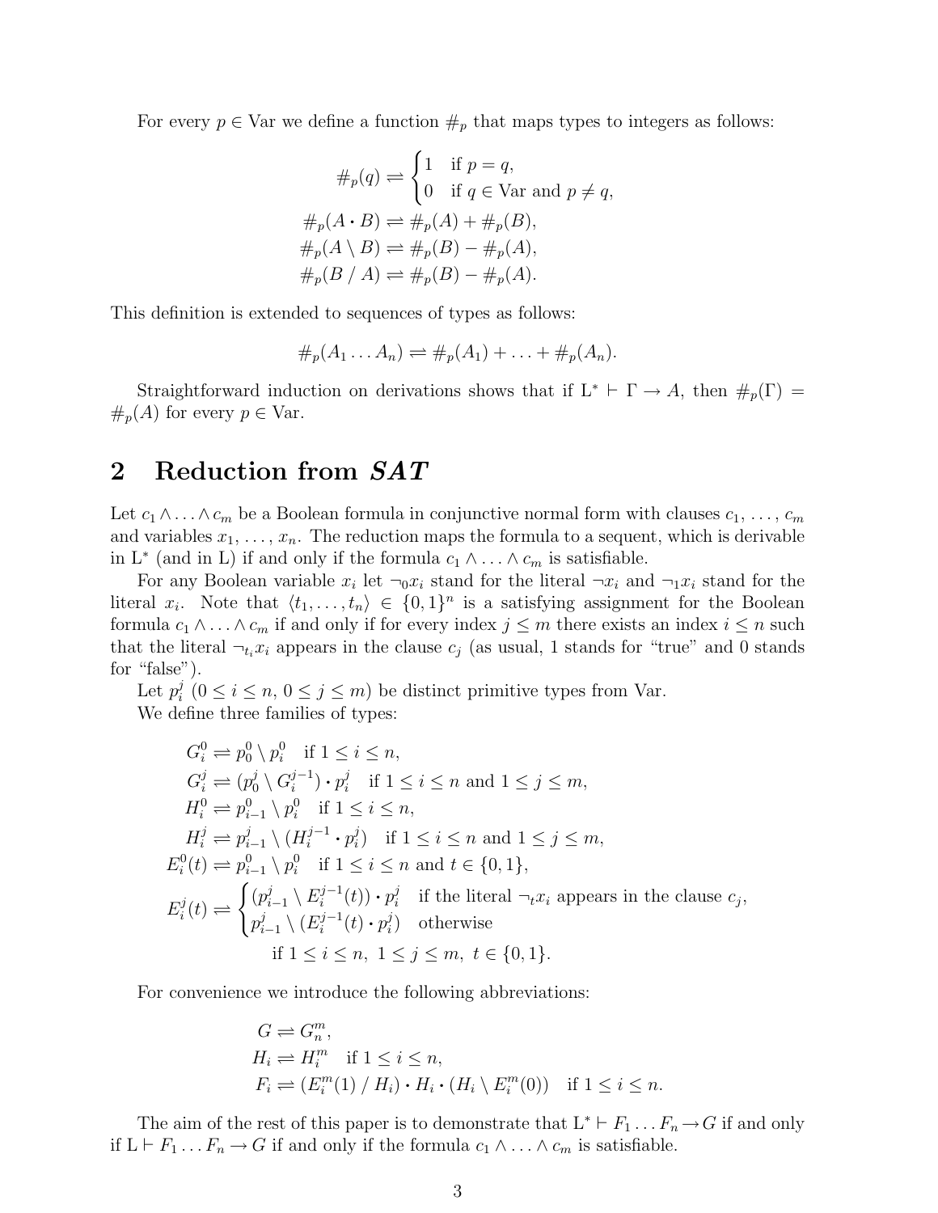For every $p \in \mathrm{Var}$ we define a function $\#_p$ that maps types to integers as follows:

$$
\begin{aligned}
\#_p(q) &\rightleftharpoons \begin{cases} 1 & \text{if } p = q, \\ 0 & \text{if } q \in \mathrm{Var} \text{ and } p \neq q, \end{cases} \\
\#_p(A \cdot B) &\rightleftharpoons \#_p(A) + \#_p(B), \\
\#_p(A \setminus B) &\rightleftharpoons \#_p(B) - \#_p(A), \\
\#_p(B \mathbin{/} A) &\rightleftharpoons \#_p(B) - \#_p(A).
\end{aligned}
$$

This definition is extended to sequences of types as follows:

$$
\#_p(A_1 \dots A_n) \rightleftharpoons \#_p(A_1) + \dots + \#_p(A_n).
$$

Straightforward induction on derivations shows that if $\mathrm{L}^* \vdash \Gamma \to A$, then $\#_p(\Gamma) = \#_p(A)$ for every $p \in \mathrm{Var}$.

## 2 Reduction from *SAT*

Let $c_1 \wedge \ldots \wedge c_m$ be a Boolean formula in conjunctive normal form with clauses $c_1, \ldots, c_m$ and variables $x_1, \ldots, x_n$. The reduction maps the formula to a sequent, which is derivable in $\mathrm{L}^*$ (and in L) if and only if the formula $c_1 \wedge \ldots \wedge c_m$ is satisfiable.

For any Boolean variable $x_i$ let $\neg_0 x_i$ stand for the literal $\neg x_i$ and $\neg_1 x_i$ stand for the literal $x_i$. Note that $\langle t_1, \ldots, t_n \rangle \in \{0,1\}^n$ is a satisfying assignment for the Boolean formula $c_1 \wedge \ldots \wedge c_m$ if and only if for every index $j \leq m$ there exists an index $i \leq n$ such that the literal $\neg_{t_i} x_i$ appears in the clause $c_j$ (as usual, 1 stands for "true" and 0 stands for "false").

Let $p_i^j$ ($0 \leq i \leq n$, $0 \leq j \leq m$) be distinct primitive types from Var.

We define three families of types:

$$
\begin{aligned}
G_i^0 &\rightleftharpoons p_0^0 \setminus p_i^0 \quad \text{if } 1 \leq i \leq n, \\
G_i^j &\rightleftharpoons (p_0^j \setminus G_i^{j-1}) \cdot p_i^j \quad \text{if } 1 \leq i \leq n \text{ and } 1 \leq j \leq m, \\
H_i^0 &\rightleftharpoons p_{i-1}^0 \setminus p_i^0 \quad \text{if } 1 \leq i \leq n, \\
H_i^j &\rightleftharpoons p_{i-1}^j \setminus (H_i^{j-1} \cdot p_i^j) \quad \text{if } 1 \leq i \leq n \text{ and } 1 \leq j \leq m, \\
E_i^0(t) &\rightleftharpoons p_{i-1}^0 \setminus p_i^0 \quad \text{if } 1 \leq i \leq n \text{ and } t \in \{0,1\}, \\
E_i^j(t) &\rightleftharpoons \begin{cases} (p_{i-1}^j \setminus E_i^{j-1}(t)) \cdot p_i^j & \text{if the literal } \neg_t x_i \text{ appears in the clause } c_j, \\ p_{i-1}^j \setminus (E_i^{j-1}(t) \cdot p_i^j) & \text{otherwise} \end{cases} \\
&\qquad \text{if } 1 \leq i \leq n,\ 1 \leq j \leq m,\ t \in \{0,1\}.
\end{aligned}
$$

For convenience we introduce the following abbreviations:

$$
\begin{aligned}
G &\rightleftharpoons G_n^m, \\
H_i &\rightleftharpoons H_i^m \quad \text{if } 1 \leq i \leq n, \\
F_i &\rightleftharpoons (E_i^m(1) \mathbin{/} H_i) \cdot H_i \cdot (H_i \setminus E_i^m(0)) \quad \text{if } 1 \leq i \leq n.
\end{aligned}
$$

The aim of the rest of this paper is to demonstrate that $\mathrm{L}^* \vdash F_1 \ldots F_n \to G$ if and only if $\mathrm{L} \vdash F_1 \ldots F_n \to G$ if and only if the formula $c_1 \wedge \ldots \wedge c_m$ is satisfiable.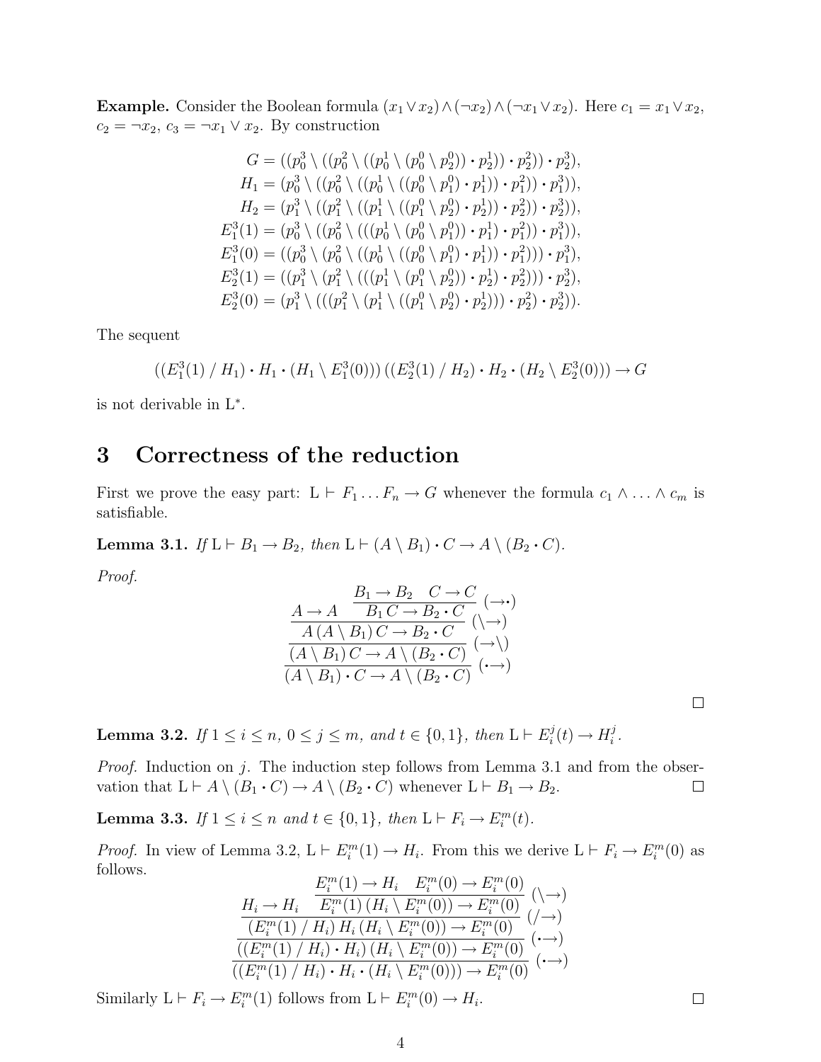**Example.** Consider the Boolean formula $(x_1 \vee x_2) \wedge (\neg x_2) \wedge (\neg x_1 \vee x_2)$. Here $c_1 = x_1 \vee x_2$, $c_2 = \neg x_2$, $c_3 = \neg x_1 \vee x_2$. By construction

$$
\begin{aligned}
G &= ((p_0^3 \setminus ((p_0^2 \setminus ((p_0^1 \setminus (p_0^0 \setminus p_2^0)) \cdot p_2^1)) \cdot p_2^2)) \cdot p_2^3),\\
H_1 &= (p_0^3 \setminus ((p_0^2 \setminus ((p_0^1 \setminus ((p_0^0 \setminus p_1^0) \cdot p_1^1)) \cdot p_1^2)) \cdot p_1^3)),\\
H_2 &= (p_1^3 \setminus ((p_1^2 \setminus ((p_1^1 \setminus ((p_1^0 \setminus p_2^0) \cdot p_2^1)) \cdot p_2^2)) \cdot p_2^3)),\\
E_1^3(1) &= (p_0^3 \setminus ((p_0^2 \setminus (((p_0^1 \setminus (p_0^0 \setminus p_1^0)) \cdot p_1^1) \cdot p_1^2)) \cdot p_1^3)),\\
E_1^3(0) &= ((p_0^3 \setminus (p_0^2 \setminus ((p_0^1 \setminus ((p_0^0 \setminus p_1^0) \cdot p_1^1)) \cdot p_1^2))) \cdot p_1^3),\\
E_2^3(1) &= ((p_1^3 \setminus (p_1^2 \setminus (((p_1^1 \setminus (p_1^0 \setminus p_2^0)) \cdot p_2^1) \cdot p_2^2))) \cdot p_2^3),\\
E_2^3(0) &= (p_1^3 \setminus (((p_1^2 \setminus (p_1^1 \setminus ((p_1^0 \setminus p_2^0) \cdot p_2^1))) \cdot p_2^2) \cdot p_2^3)).
\end{aligned}
$$

The sequent

$$((E_1^3(1) \,/\, H_1) \cdot H_1 \cdot (H_1 \setminus E_1^3(0)))\,((E_2^3(1) \,/\, H_2) \cdot H_2 \cdot (H_2 \setminus E_2^3(0))) \to G$$

is not derivable in $\mathrm{L}^*$.

## 3 Correctness of the reduction

First we prove the easy part: $\mathrm{L} \vdash F_1 \ldots F_n \to G$ whenever the formula $c_1 \wedge \ldots \wedge c_m$ is satisfiable.

**Lemma 3.1.** *If* $\mathrm{L} \vdash B_1 \to B_2$, *then* $\mathrm{L} \vdash (A \setminus B_1) \cdot C \to A \setminus (B_2 \cdot C)$.

*Proof.*

$$
\dfrac{\dfrac{A \to A \qquad \dfrac{B_1 \to B_2 \quad C \to C}{B_1\, C \to B_2 \cdot C}\,(\to\cdot)}{A\,(A \setminus B_1)\, C \to B_2 \cdot C}\,(\setminus\to)}{\dfrac{(A \setminus B_1)\, C \to A \setminus (B_2 \cdot C)}{(A \setminus B_1) \cdot C \to A \setminus (B_2 \cdot C)}\,(\cdot\to)}\,(\to\setminus)
$$

□

**Lemma 3.2.** *If* $1 \le i \le n$, $0 \le j \le m$, *and* $t \in \{0,1\}$, *then* $\mathrm{L} \vdash E_i^j(t) \to H_i^j$.

*Proof.* Induction on $j$. The induction step follows from Lemma 3.1 and from the observation that $\mathrm{L} \vdash A \setminus (B_1 \cdot C) \to A \setminus (B_2 \cdot C)$ whenever $\mathrm{L} \vdash B_1 \to B_2$. □

**Lemma 3.3.** *If* $1 \le i \le n$ *and* $t \in \{0,1\}$, *then* $\mathrm{L} \vdash F_i \to E_i^m(t)$.

*Proof.* In view of Lemma 3.2, $\mathrm{L} \vdash E_i^m(1) \to H_i$. From this we derive $\mathrm{L} \vdash F_i \to E_i^m(0)$ as follows.

$$
\dfrac{\dfrac{\dfrac{H_i \to H_i \qquad \dfrac{E_i^m(1) \to H_i \quad E_i^m(0) \to E_i^m(0)}{E_i^m(1)\,(H_i \setminus E_i^m(0)) \to E_i^m(0)}\,(\setminus\to)}{(E_i^m(1) \,/\, H_i)\, H_i\, (H_i \setminus E_i^m(0)) \to E_i^m(0)}\,(/\to)}{((E_i^m(1) \,/\, H_i) \cdot H_i)\,(H_i \setminus E_i^m(0)) \to E_i^m(0)}\,(\cdot\to)}{((E_i^m(1) \,/\, H_i) \cdot H_i \cdot (H_i \setminus E_i^m(0))) \to E_i^m(0)}\,(\cdot\to)
$$

Similarly $\mathrm{L} \vdash F_i \to E_i^m(1)$ follows from $\mathrm{L} \vdash E_i^m(0) \to H_i$. □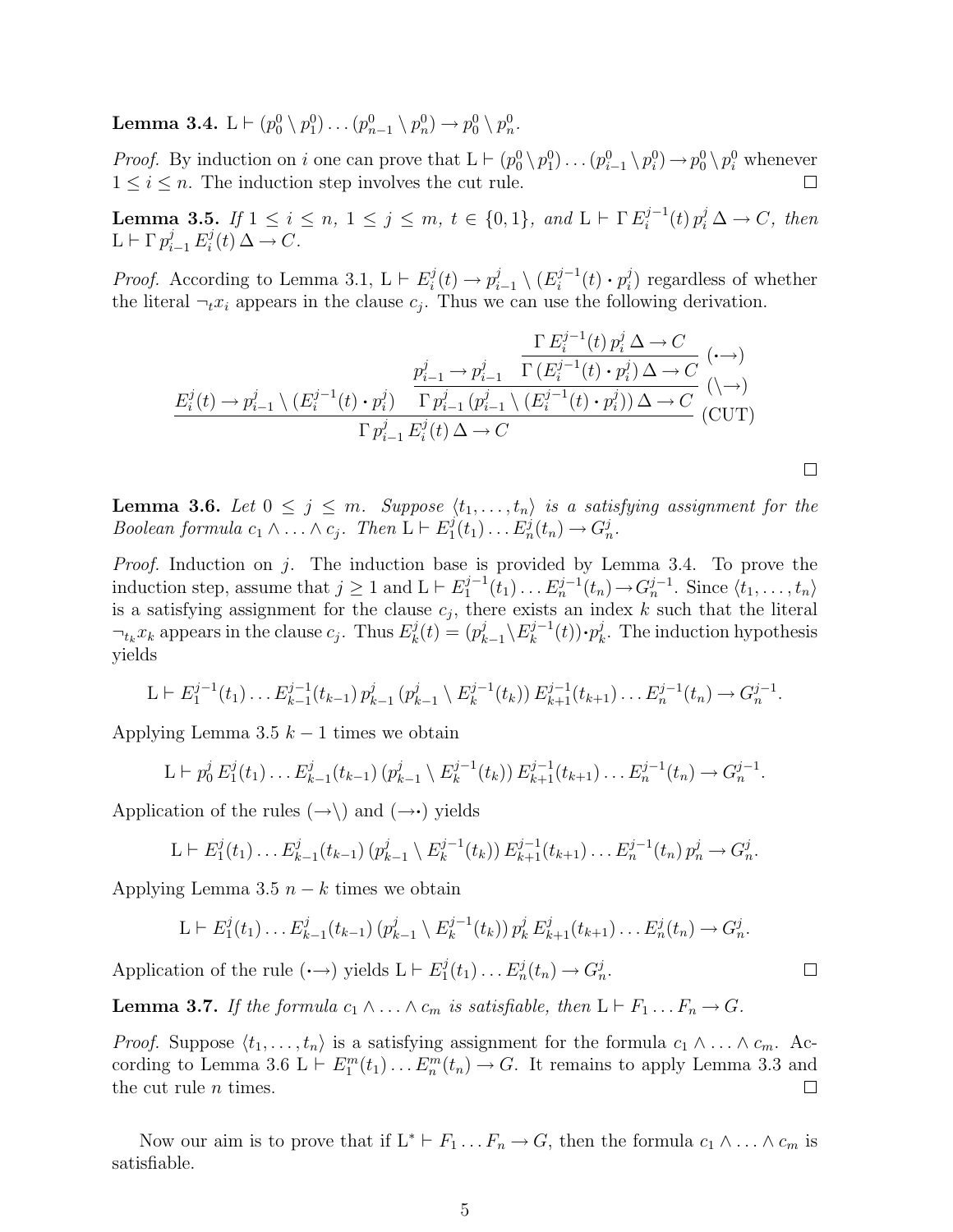**Lemma 3.4.** $\mathrm{L} \vdash (p_0^0 \setminus p_1^0) \ldots (p_{n-1}^0 \setminus p_n^0) \to p_0^0 \setminus p_n^0$.

*Proof.* By induction on $i$ one can prove that $\mathrm{L} \vdash (p_0^0 \setminus p_1^0) \ldots (p_{i-1}^0 \setminus p_i^0) \to p_0^0 \setminus p_i^0$ whenever $1 \leq i \leq n$. The induction step involves the cut rule. □

**Lemma 3.5.** *If $1 \leq i \leq n$, $1 \leq j \leq m$, $t \in \{0,1\}$, and $\mathrm{L} \vdash \Gamma\, E_i^{j-1}(t)\, p_i^j\, \Delta \to C$, then $\mathrm{L} \vdash \Gamma\, p_{i-1}^j\, E_i^j(t)\, \Delta \to C$.*

*Proof.* According to Lemma 3.1, $\mathrm{L} \vdash E_i^j(t) \to p_{i-1}^j \setminus (E_i^{j-1}(t) \cdot p_i^j)$ regardless of whether the literal $\neg_t x_i$ appears in the clause $c_j$. Thus we can use the following derivation.

$$\dfrac{E_i^j(t) \to p_{i-1}^j \setminus (E_i^{j-1}(t) \cdot p_i^j) \qquad \dfrac{p_{i-1}^j \to p_{i-1}^j \qquad \dfrac{\Gamma\, E_i^{j-1}(t)\, p_i^j\, \Delta \to C}{\Gamma\, (E_i^{j-1}(t) \cdot p_i^j)\, \Delta \to C}\,(\cdot\!\to)}{\Gamma\, p_{i-1}^j\, (p_{i-1}^j \setminus (E_i^{j-1}(t) \cdot p_i^j))\, \Delta \to C}\,(\setminus\!\to)}{\Gamma\, p_{i-1}^j\, E_i^j(t)\, \Delta \to C}\,(\mathrm{CUT})$$

□

**Lemma 3.6.** *Let $0 \leq j \leq m$. Suppose $\langle t_1, \ldots, t_n \rangle$ is a satisfying assignment for the Boolean formula $c_1 \wedge \ldots \wedge c_j$. Then $\mathrm{L} \vdash E_1^j(t_1) \ldots E_n^j(t_n) \to G_n^j$.*

*Proof.* Induction on $j$. The induction base is provided by Lemma 3.4. To prove the induction step, assume that $j \geq 1$ and $\mathrm{L} \vdash E_1^{j-1}(t_1) \ldots E_n^{j-1}(t_n) \to G_n^{j-1}$. Since $\langle t_1, \ldots, t_n \rangle$ is a satisfying assignment for the clause $c_j$, there exists an index $k$ such that the literal $\neg_{t_k} x_k$ appears in the clause $c_j$. Thus $E_k^j(t) = (p_{k-1}^j \setminus E_k^{j-1}(t)) \cdot p_k^j$. The induction hypothesis yields

$$\mathrm{L} \vdash E_1^{j-1}(t_1) \ldots E_{k-1}^{j-1}(t_{k-1})\, p_{k-1}^j\, (p_{k-1}^j \setminus E_k^{j-1}(t_k))\, E_{k+1}^{j-1}(t_{k+1}) \ldots E_n^{j-1}(t_n) \to G_n^{j-1}.$$

Applying Lemma 3.5 $k-1$ times we obtain

$$\mathrm{L} \vdash p_0^j\, E_1^j(t_1) \ldots E_{k-1}^j(t_{k-1})\, (p_{k-1}^j \setminus E_k^{j-1}(t_k))\, E_{k+1}^{j-1}(t_{k+1}) \ldots E_n^{j-1}(t_n) \to G_n^{j-1}.$$

Application of the rules $(\to\setminus)$ and $(\to\cdot)$ yields

$$\mathrm{L} \vdash E_1^j(t_1) \ldots E_{k-1}^j(t_{k-1})\, (p_{k-1}^j \setminus E_k^{j-1}(t_k))\, E_{k+1}^{j-1}(t_{k+1}) \ldots E_n^{j-1}(t_n)\, p_n^j \to G_n^j.$$

Applying Lemma 3.5 $n-k$ times we obtain

$$\mathrm{L} \vdash E_1^j(t_1) \ldots E_{k-1}^j(t_{k-1})\, (p_{k-1}^j \setminus E_k^{j-1}(t_k))\, p_k^j\, E_{k+1}^j(t_{k+1}) \ldots E_n^j(t_n) \to G_n^j.$$

Application of the rule $(\cdot\!\to)$ yields $\mathrm{L} \vdash E_1^j(t_1) \ldots E_n^j(t_n) \to G_n^j$. □

**Lemma 3.7.** *If the formula $c_1 \wedge \ldots \wedge c_m$ is satisfiable, then $\mathrm{L} \vdash F_1 \ldots F_n \to G$.*

*Proof.* Suppose $\langle t_1, \ldots, t_n \rangle$ is a satisfying assignment for the formula $c_1 \wedge \ldots \wedge c_m$. According to Lemma 3.6 $\mathrm{L} \vdash E_1^m(t_1) \ldots E_n^m(t_n) \to G$. It remains to apply Lemma 3.3 and the cut rule $n$ times. □

Now our aim is to prove that if $\mathrm{L}^* \vdash F_1 \ldots F_n \to G$, then the formula $c_1 \wedge \ldots \wedge c_m$ is satisfiable.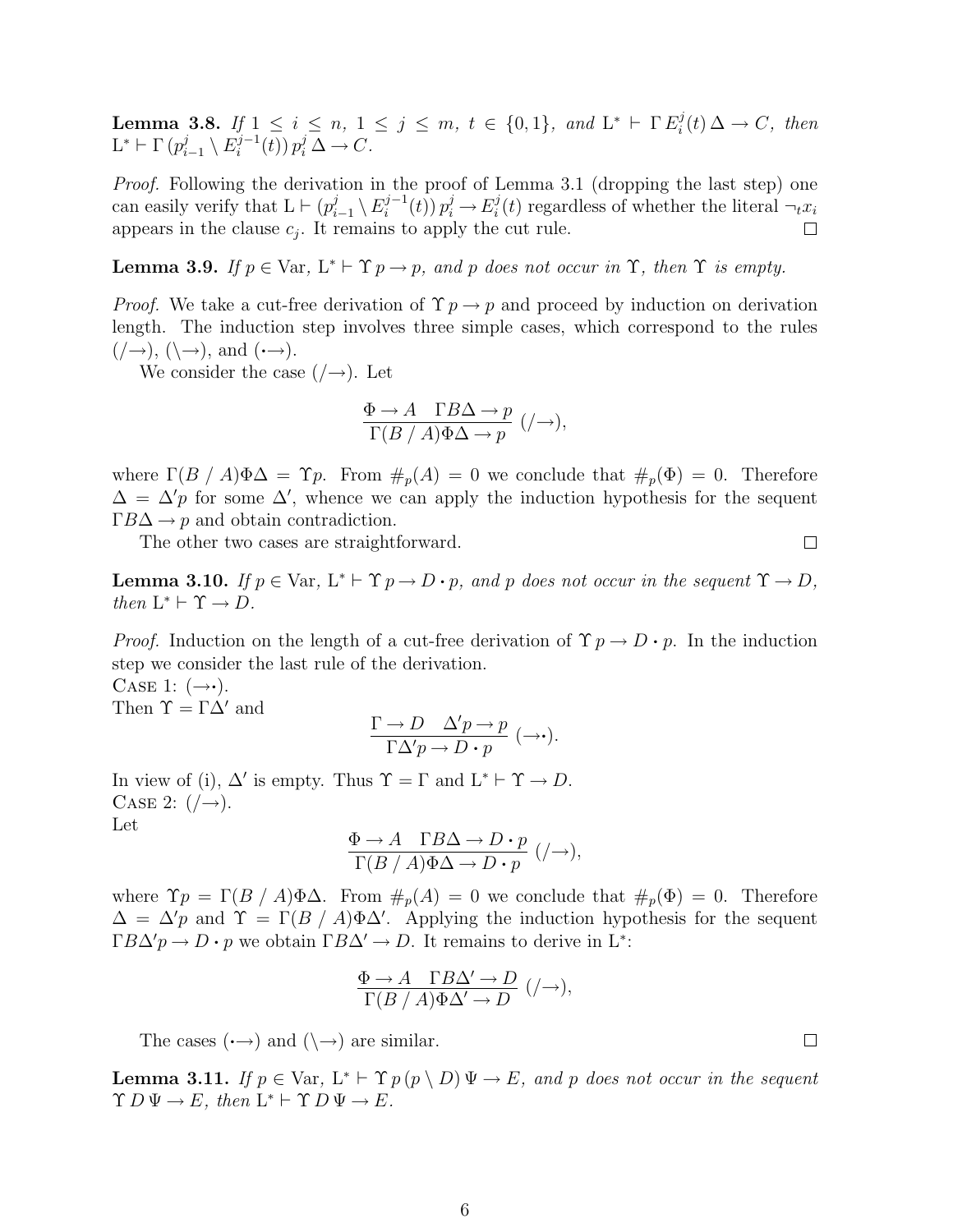**Lemma 3.8.** *If $1 \le i \le n$, $1 \le j \le m$, $t \in \{0,1\}$, and $\mathrm{L}^* \vdash \Gamma\, E_i^j(t)\, \Delta \to C$, then $\mathrm{L}^* \vdash \Gamma\, (p_{i-1}^j \setminus E_i^{j-1}(t))\, p_i^j\, \Delta \to C$.*

*Proof.* Following the derivation in the proof of Lemma 3.1 (dropping the last step) one can easily verify that $\mathrm{L} \vdash (p_{i-1}^j \setminus E_i^{j-1}(t))\, p_i^j \to E_i^j(t)$ regardless of whether the literal $\neg_t x_i$ appears in the clause $c_j$. It remains to apply the cut rule. □

**Lemma 3.9.** *If $p \in \mathrm{Var}$, $\mathrm{L}^* \vdash \Upsilon\, p \to p$, and $p$ does not occur in $\Upsilon$, then $\Upsilon$ is empty.*

*Proof.* We take a cut-free derivation of $\Upsilon\, p \to p$ and proceed by induction on derivation length. The induction step involves three simple cases, which correspond to the rules $(/\to)$, $(\setminus\to)$, and $(\cdot\to)$.

We consider the case $(/\to)$. Let

$$\frac{\Phi \to A \quad \Gamma B \Delta \to p}{\Gamma (B \mathbin{/} A) \Phi \Delta \to p}\ (/\to),$$

where $\Gamma(B \mathbin{/} A)\Phi\Delta = \Upsilon p$. From $\#_p(A) = 0$ we conclude that $\#_p(\Phi) = 0$. Therefore $\Delta = \Delta' p$ for some $\Delta'$, whence we can apply the induction hypothesis for the sequent $\Gamma B \Delta \to p$ and obtain contradiction.

The other two cases are straightforward. □

**Lemma 3.10.** *If $p \in \mathrm{Var}$, $\mathrm{L}^* \vdash \Upsilon\, p \to D \cdot p$, and $p$ does not occur in the sequent $\Upsilon \to D$, then $\mathrm{L}^* \vdash \Upsilon \to D$.*

*Proof.* Induction on the length of a cut-free derivation of $\Upsilon\, p \to D \cdot p$. In the induction step we consider the last rule of the derivation.

Case 1: $(\to\cdot)$.
Then $\Upsilon = \Gamma\Delta'$ and

$$\frac{\Gamma \to D \quad \Delta' p \to p}{\Gamma \Delta' p \to D \cdot p}\ (\to\cdot).$$

In view of (i), $\Delta'$ is empty. Thus $\Upsilon = \Gamma$ and $\mathrm{L}^* \vdash \Upsilon \to D$.

Case 2: $(/\to)$.
Let

$$\frac{\Phi \to A \quad \Gamma B \Delta \to D \cdot p}{\Gamma (B \mathbin{/} A) \Phi \Delta \to D \cdot p}\ (/\to),$$

where $\Upsilon p = \Gamma(B \mathbin{/} A)\Phi\Delta$. From $\#_p(A) = 0$ we conclude that $\#_p(\Phi) = 0$. Therefore $\Delta = \Delta' p$ and $\Upsilon = \Gamma(B \mathbin{/} A)\Phi\Delta'$. Applying the induction hypothesis for the sequent $\Gamma B \Delta' p \to D \cdot p$ we obtain $\Gamma B \Delta' \to D$. It remains to derive in $\mathrm{L}^*$:

$$\frac{\Phi \to A \quad \Gamma B \Delta' \to D}{\Gamma (B \mathbin{/} A) \Phi \Delta' \to D}\ (/\to),$$

The cases $(\cdot\to)$ and $(\setminus\to)$ are similar. □

**Lemma 3.11.** *If $p \in \mathrm{Var}$, $\mathrm{L}^* \vdash \Upsilon\, p\, (p \setminus D)\, \Psi \to E$, and $p$ does not occur in the sequent $\Upsilon\, D\, \Psi \to E$, then $\mathrm{L}^* \vdash \Upsilon\, D\, \Psi \to E$.*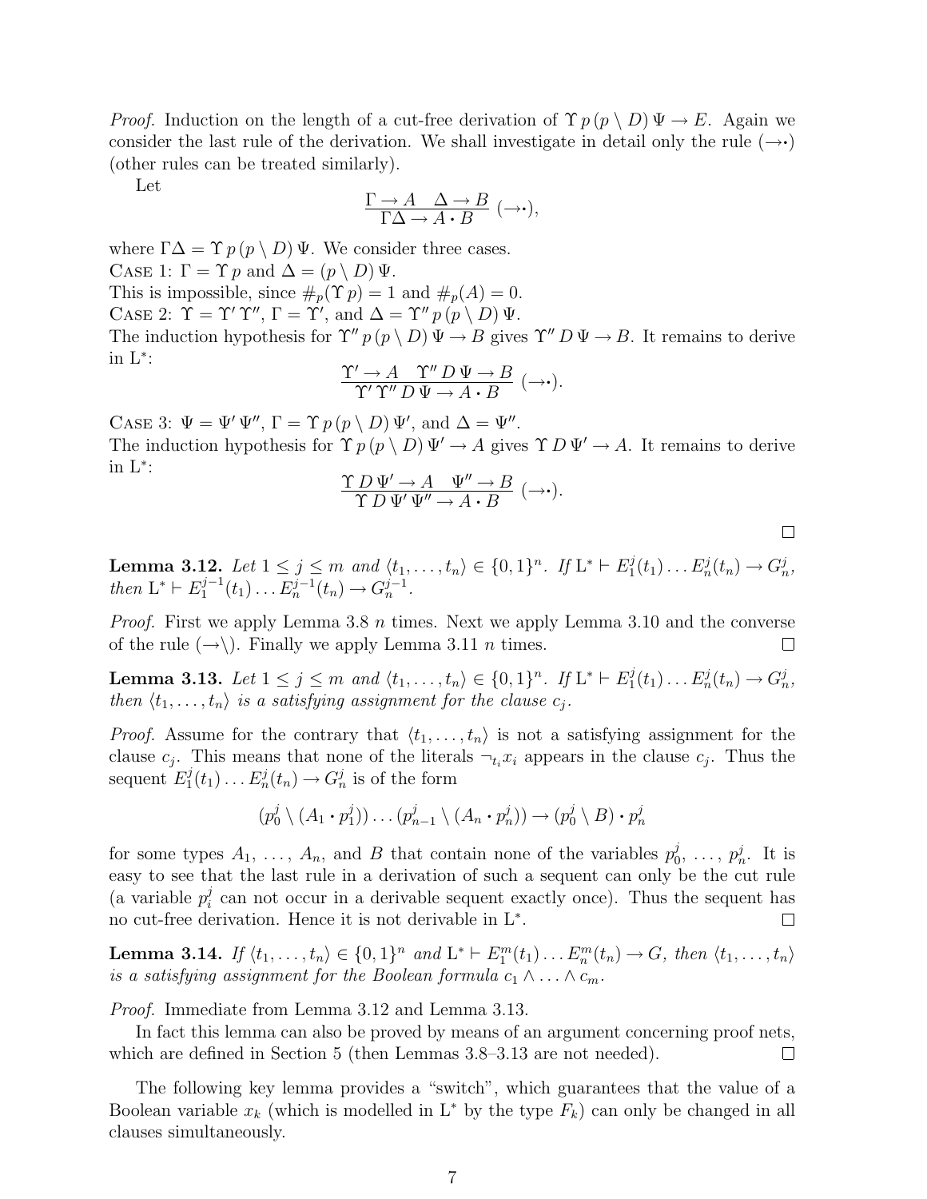*Proof.* Induction on the length of a cut-free derivation of $\Upsilon\, p\, (p \setminus D)\, \Psi \to E$. Again we consider the last rule of the derivation. We shall investigate in detail only the rule $(\to\bullet)$ (other rules can be treated similarly).

Let

$$\frac{\Gamma \to A \quad \Delta \to B}{\Gamma\Delta \to A \bullet B}\ (\to\bullet),$$

where $\Gamma\Delta = \Upsilon\, p\, (p \setminus D)\, \Psi$. We consider three cases.
CASE 1: $\Gamma = \Upsilon\, p$ and $\Delta = (p \setminus D)\, \Psi$.
This is impossible, since $\#_p(\Upsilon\, p) = 1$ and $\#_p(A) = 0$.
CASE 2: $\Upsilon = \Upsilon'\, \Upsilon''$, $\Gamma = \Upsilon'$, and $\Delta = \Upsilon''\, p\, (p \setminus D)\, \Psi$.
The induction hypothesis for $\Upsilon''\, p\, (p \setminus D)\, \Psi \to B$ gives $\Upsilon''\, D\, \Psi \to B$. It remains to derive in $\mathrm{L}^*$:

$$\frac{\Upsilon' \to A \quad \Upsilon''\, D\, \Psi \to B}{\Upsilon'\, \Upsilon''\, D\, \Psi \to A \bullet B}\ (\to\bullet).$$

CASE 3: $\Psi = \Psi'\, \Psi''$, $\Gamma = \Upsilon\, p\, (p \setminus D)\, \Psi'$, and $\Delta = \Psi''$.
The induction hypothesis for $\Upsilon\, p\, (p \setminus D)\, \Psi' \to A$ gives $\Upsilon\, D\, \Psi' \to A$. It remains to derive in $\mathrm{L}^*$:

$$\frac{\Upsilon\, D\, \Psi' \to A \quad \Psi'' \to B}{\Upsilon\, D\, \Psi'\, \Psi'' \to A \bullet B}\ (\to\bullet).$$

□

**Lemma 3.12.** *Let $1 \le j \le m$ and $\langle t_1, \ldots, t_n \rangle \in \{0,1\}^n$. If $\mathrm{L}^* \vdash E_1^j(t_1) \ldots E_n^j(t_n) \to G_n^j$, then $\mathrm{L}^* \vdash E_1^{j-1}(t_1) \ldots E_n^{j-1}(t_n) \to G_n^{j-1}$.*

*Proof.* First we apply Lemma 3.8 $n$ times. Next we apply Lemma 3.10 and the converse of the rule $(\to\setminus)$. Finally we apply Lemma 3.11 $n$ times. □

**Lemma 3.13.** *Let $1 \le j \le m$ and $\langle t_1, \ldots, t_n \rangle \in \{0,1\}^n$. If $\mathrm{L}^* \vdash E_1^j(t_1) \ldots E_n^j(t_n) \to G_n^j$, then $\langle t_1, \ldots, t_n \rangle$ is a satisfying assignment for the clause $c_j$.*

*Proof.* Assume for the contrary that $\langle t_1, \ldots, t_n \rangle$ is not a satisfying assignment for the clause $c_j$. This means that none of the literals $\neg_{t_i} x_i$ appears in the clause $c_j$. Thus the sequent $E_1^j(t_1) \ldots E_n^j(t_n) \to G_n^j$ is of the form

$$(p_0^j \setminus (A_1 \bullet p_1^j)) \ldots (p_{n-1}^j \setminus (A_n \bullet p_n^j)) \to (p_0^j \setminus B) \bullet p_n^j$$

for some types $A_1, \ldots, A_n$, and $B$ that contain none of the variables $p_0^j, \ldots, p_n^j$. It is easy to see that the last rule in a derivation of such a sequent can only be the cut rule (a variable $p_i^j$ can not occur in a derivable sequent exactly once). Thus the sequent has no cut-free derivation. Hence it is not derivable in $\mathrm{L}^*$. □

**Lemma 3.14.** *If $\langle t_1, \ldots, t_n \rangle \in \{0,1\}^n$ and $\mathrm{L}^* \vdash E_1^m(t_1) \ldots E_n^m(t_n) \to G$, then $\langle t_1, \ldots, t_n \rangle$ is a satisfying assignment for the Boolean formula $c_1 \wedge \ldots \wedge c_m$.*

*Proof.* Immediate from Lemma 3.12 and Lemma 3.13.

In fact this lemma can also be proved by means of an argument concerning proof nets, which are defined in Section 5 (then Lemmas 3.8–3.13 are not needed). □

The following key lemma provides a "switch", which guarantees that the value of a Boolean variable $x_k$ (which is modelled in $\mathrm{L}^*$ by the type $F_k$) can only be changed in all clauses simultaneously.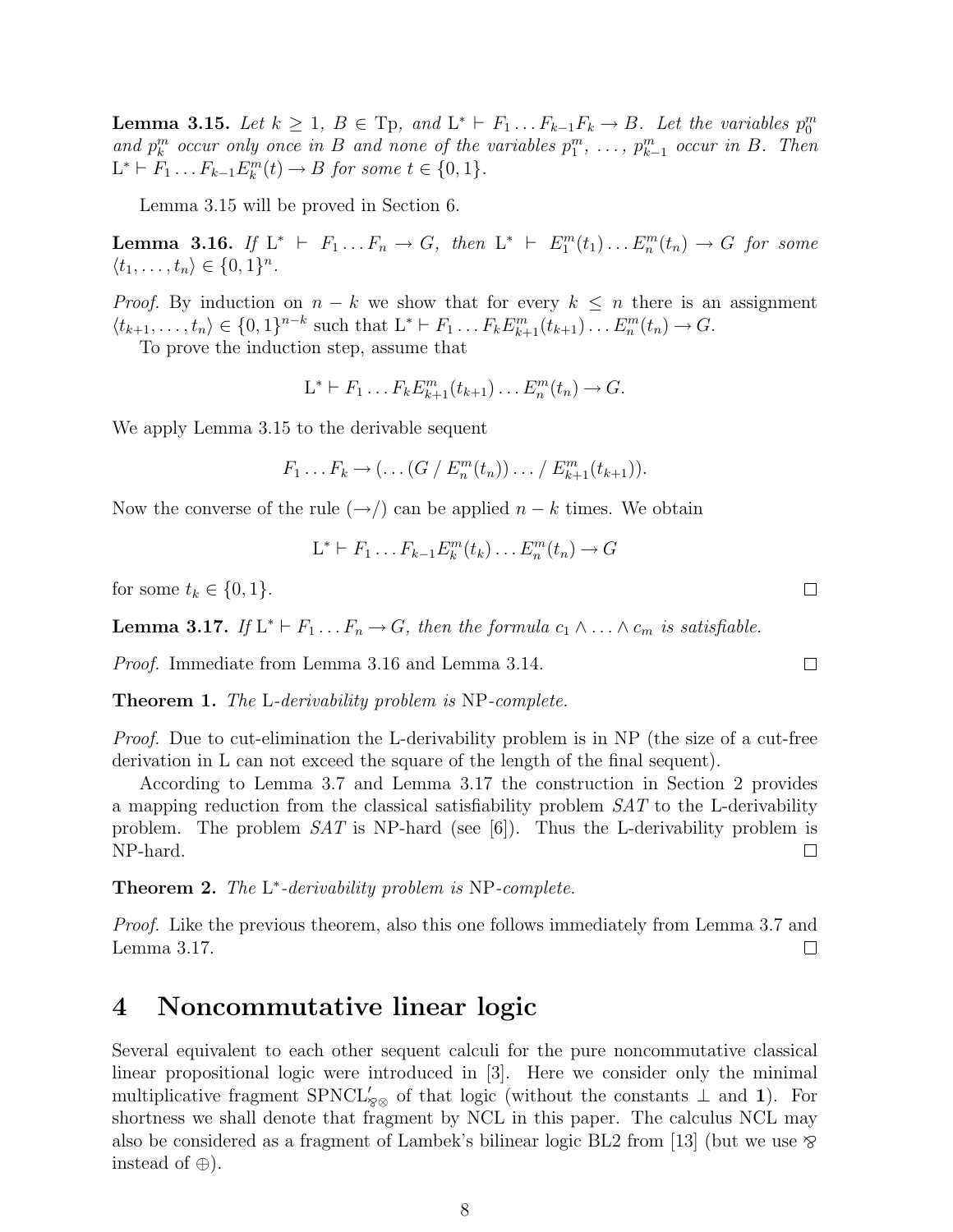**Lemma 3.15.** *Let $k \geq 1$, $B \in \mathrm{Tp}$, and $\mathrm{L}^* \vdash F_1 \dots F_{k-1} F_k \to B$. Let the variables $p_0^m$ and $p_k^m$ occur only once in $B$ and none of the variables $p_1^m, \dots, p_{k-1}^m$ occur in $B$. Then $\mathrm{L}^* \vdash F_1 \dots F_{k-1} E_k^m(t) \to B$ for some $t \in \{0, 1\}$.*

Lemma 3.15 will be proved in Section 6.

**Lemma 3.16.** *If $\mathrm{L}^* \vdash F_1 \dots F_n \to G$, then $\mathrm{L}^* \vdash E_1^m(t_1) \dots E_n^m(t_n) \to G$ for some $\langle t_1, \dots, t_n \rangle \in \{0,1\}^n$.*

*Proof.* By induction on $n - k$ we show that for every $k \leq n$ there is an assignment $\langle t_{k+1}, \dots, t_n \rangle \in \{0,1\}^{n-k}$ such that $\mathrm{L}^* \vdash F_1 \dots F_k E_{k+1}^m(t_{k+1}) \dots E_n^m(t_n) \to G$.

To prove the induction step, assume that

$$\mathrm{L}^* \vdash F_1 \dots F_k E_{k+1}^m(t_{k+1}) \dots E_n^m(t_n) \to G.$$

We apply Lemma 3.15 to the derivable sequent

$$F_1 \dots F_k \to (\dots (G \,/\, E_n^m(t_n)) \dots /\, E_{k+1}^m(t_{k+1})).$$

Now the converse of the rule $(\to /)$ can be applied $n - k$ times. We obtain

$$\mathrm{L}^* \vdash F_1 \dots F_{k-1} E_k^m(t_k) \dots E_n^m(t_n) \to G$$

for some $t_k \in \{0, 1\}$. □

**Lemma 3.17.** *If $\mathrm{L}^* \vdash F_1 \dots F_n \to G$, then the formula $c_1 \wedge \dots \wedge c_m$ is satisfiable.*

*Proof.* Immediate from Lemma 3.16 and Lemma 3.14. □

**Theorem 1.** *The* L*-derivability problem is* NP*-complete.*

*Proof.* Due to cut-elimination the L-derivability problem is in NP (the size of a cut-free derivation in L can not exceed the square of the length of the final sequent).

According to Lemma 3.7 and Lemma 3.17 the construction in Section 2 provides a mapping reduction from the classical satisfiability problem *SAT* to the L-derivability problem. The problem *SAT* is NP-hard (see [6]). Thus the L-derivability problem is NP-hard. □

**Theorem 2.** *The* $\mathrm{L}^*$*-derivability problem is* NP*-complete.*

*Proof.* Like the previous theorem, also this one follows immediately from Lemma 3.7 and Lemma 3.17. □

# 4 Noncommutative linear logic

Several equivalent to each other sequent calculi for the pure noncommutative classical linear propositional logic were introduced in [3]. Here we consider only the minimal multiplicative fragment $\mathrm{SPNCL}'_{\wp\otimes}$ of that logic (without the constants $\perp$ and $\mathbf{1}$). For shortness we shall denote that fragment by NCL in this paper. The calculus NCL may also be considered as a fragment of Lambek's bilinear logic BL2 from [13] (but we use $\wp$ instead of $\oplus$).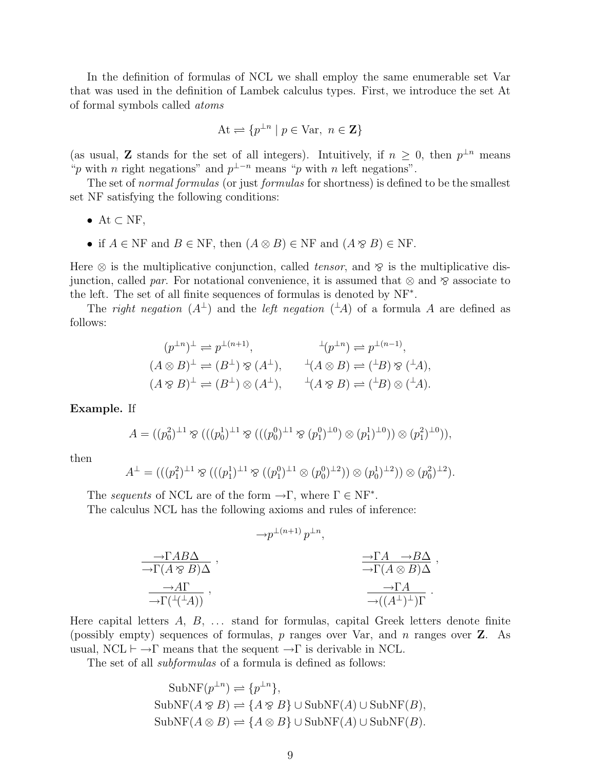In the definition of formulas of NCL we shall employ the same enumerable set Var that was used in the definition of Lambek calculus types. First, we introduce the set At of formal symbols called *atoms*

$$\mathrm{At} \rightleftharpoons \{p^{\perp n} \mid p \in \mathrm{Var},\ n \in \mathbf{Z}\}$$

(as usual, $\mathbf{Z}$ stands for the set of all integers). Intuitively, if $n \geq 0$, then $p^{\perp n}$ means "$p$ with $n$ right negations" and $p^{\perp -n}$ means "$p$ with $n$ left negations".

The set of *normal formulas* (or just *formulas* for shortness) is defined to be the smallest set NF satisfying the following conditions:

- $\mathrm{At} \subset \mathrm{NF}$,
- if $A \in \mathrm{NF}$ and $B \in \mathrm{NF}$, then $(A \otimes B) \in \mathrm{NF}$ and $(A \parr B) \in \mathrm{NF}$.

Here $\otimes$ is the multiplicative conjunction, called *tensor*, and $\parr$ is the multiplicative disjunction, called *par*. For notational convenience, it is assumed that $\otimes$ and $\parr$ associate to the left. The set of all finite sequences of formulas is denoted by $\mathrm{NF}^*$.

The *right negation* ($A^\perp$) and the *left negation* (${}^\perp A$) of a formula $A$ are defined as follows:

$$\begin{aligned}
(p^{\perp n})^\perp &\rightleftharpoons p^{\perp(n+1)}, & {}^\perp(p^{\perp n}) &\rightleftharpoons p^{\perp(n-1)},\\
(A \otimes B)^\perp &\rightleftharpoons (B^\perp) \parr (A^\perp), & {}^\perp(A \otimes B) &\rightleftharpoons ({}^\perp B) \parr ({}^\perp A),\\
(A \parr B)^\perp &\rightleftharpoons (B^\perp) \otimes (A^\perp), & {}^\perp(A \parr B) &\rightleftharpoons ({}^\perp B) \otimes ({}^\perp A).
\end{aligned}$$

**Example.** If

$$A = ((p_0^2)^{\perp 1} \parr (((p_0^1)^{\perp 1} \parr (((p_0^0)^{\perp 1} \parr (p_1^0)^{\perp 0}) \otimes (p_1^1)^{\perp 0})) \otimes (p_1^2)^{\perp 0})),$$

then

$$A^\perp = (((p_1^2)^{\perp 1} \parr (((p_1^1)^{\perp 1} \parr ((p_1^0)^{\perp 1} \otimes (p_0^0)^{\perp 2})) \otimes (p_0^1)^{\perp 2})) \otimes (p_0^2)^{\perp 2}).$$

The *sequents* of NCL are of the form $\to\Gamma$, where $\Gamma \in \mathrm{NF}^*$.

The calculus NCL has the following axioms and rules of inference:

$$\to p^{\perp(n+1)}\, p^{\perp n},$$

$$\frac{\to \Gamma A B \Delta}{\to \Gamma (A \parr B) \Delta}\ , \qquad \frac{\to \Gamma A \quad \to B \Delta}{\to \Gamma (A \otimes B) \Delta}\ ,$$

$$\frac{\to A \Gamma}{\to \Gamma({}^\perp({}^\perp A))}\ , \qquad \frac{\to \Gamma A}{\to ((A^\perp)^\perp) \Gamma}\ .$$

Here capital letters $A$, $B$, ... stand for formulas, capital Greek letters denote finite (possibly empty) sequences of formulas, $p$ ranges over Var, and $n$ ranges over $\mathbf{Z}$. As usual, $\mathrm{NCL} \vdash \to\Gamma$ means that the sequent $\to\Gamma$ is derivable in NCL.

The set of all *subformulas* of a formula is defined as follows:

$$\begin{aligned}
\mathrm{SubNF}(p^{\perp n}) &\rightleftharpoons \{p^{\perp n}\},\\
\mathrm{SubNF}(A \parr B) &\rightleftharpoons \{A \parr B\} \cup \mathrm{SubNF}(A) \cup \mathrm{SubNF}(B),\\
\mathrm{SubNF}(A \otimes B) &\rightleftharpoons \{A \otimes B\} \cup \mathrm{SubNF}(A) \cup \mathrm{SubNF}(B).
\end{aligned}$$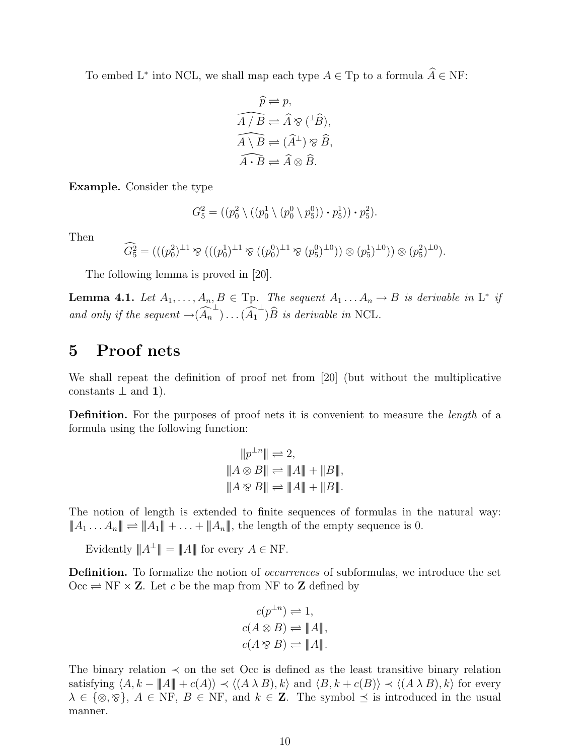To embed L* into NCL, we shall map each type $A \in \mathrm{Tp}$ to a formula $\widehat{A} \in \mathrm{NF}$:

$$\widehat{p} \rightleftharpoons p,$$
$$\widehat{A \,/\, B} \rightleftharpoons \widehat{A} \parr ({}^{\perp}\widehat{B}),$$
$$\widehat{A \setminus B} \rightleftharpoons (\widehat{A}^{\perp}) \parr \widehat{B},$$
$$\widehat{A \cdot B} \rightleftharpoons \widehat{A} \otimes \widehat{B}.$$

**Example.** Consider the type

$$G_5^2 = ((p_0^2 \setminus ((p_0^1 \setminus (p_0^0 \setminus p_5^0)) \cdot p_5^1)) \cdot p_5^2).$$

Then

$$\widehat{G_5^2} = (((p_0^2)^{\perp 1} \parr (((p_0^1)^{\perp 1} \parr ((p_0^0)^{\perp 1} \parr (p_5^0)^{\perp 0})) \otimes (p_5^1)^{\perp 0})) \otimes (p_5^2)^{\perp 0}).$$

The following lemma is proved in [20].

**Lemma 4.1.** *Let $A_1, \ldots, A_n, B \in \mathrm{Tp}$. The sequent $A_1 \ldots A_n \to B$ is derivable in L\* if and only if the sequent $\to (\widehat{A_n}^{\perp}) \ldots (\widehat{A_1}^{\perp}) \widehat{B}$ is derivable in NCL.*

# 5 Proof nets

We shall repeat the definition of proof net from [20] (but without the multiplicative constants $\perp$ and $\mathbf{1}$).

**Definition.** For the purposes of proof nets it is convenient to measure the *length* of a formula using the following function:

$$\|p^{\perp n}\| \rightleftharpoons 2,$$
$$\|A \otimes B\| \rightleftharpoons \|A\| + \|B\|,$$
$$\|A \parr B\| \rightleftharpoons \|A\| + \|B\|.$$

The notion of length is extended to finite sequences of formulas in the natural way: $\|A_1 \ldots A_n\| \rightleftharpoons \|A_1\| + \ldots + \|A_n\|$, the length of the empty sequence is 0.

Evidently $\|A^{\perp}\| = \|A\|$ for every $A \in \mathrm{NF}$.

**Definition.** To formalize the notion of *occurrences* of subformulas, we introduce the set $\mathrm{Occ} \rightleftharpoons \mathrm{NF} \times \mathbf{Z}$. Let $c$ be the map from NF to $\mathbf{Z}$ defined by

$$c(p^{\perp n}) \rightleftharpoons 1,$$
$$c(A \otimes B) \rightleftharpoons \|A\|,$$
$$c(A \parr B) \rightleftharpoons \|A\|.$$

The binary relation $\prec$ on the set Occ is defined as the least transitive binary relation satisfying $\langle A, k - \|A\| + c(A) \rangle \prec \langle (A \,\lambda\, B), k \rangle$ and $\langle B, k + c(B) \rangle \prec \langle (A \,\lambda\, B), k \rangle$ for every $\lambda \in \{\otimes, \parr\}$, $A \in \mathrm{NF}$, $B \in \mathrm{NF}$, and $k \in \mathbf{Z}$. The symbol $\preceq$ is introduced in the usual manner.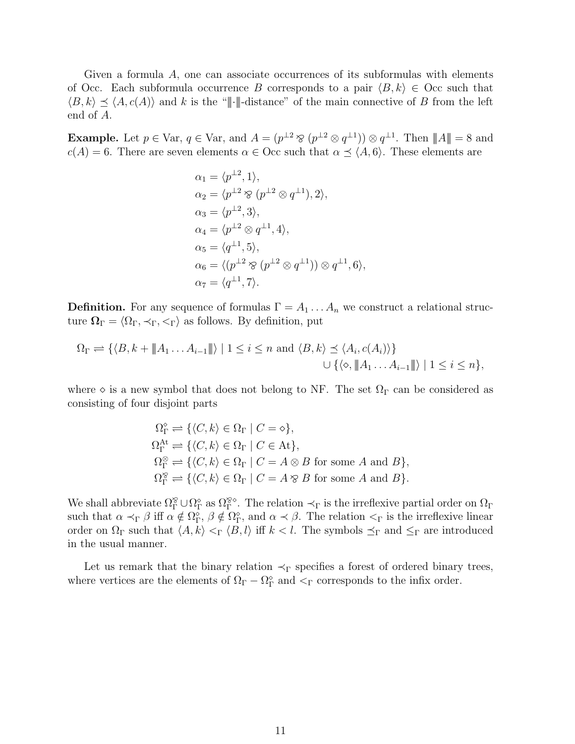Given a formula $A$, one can associate occurrences of its subformulas with elements of Occ. Each subformula occurrence $B$ corresponds to a pair $\langle B, k\rangle \in$ Occ such that $\langle B, k\rangle \preceq \langle A, c(A)\rangle$ and $k$ is the "$\|\!|\cdot|\!\|$-distance" of the main connective of $B$ from the left end of $A$.

**Example.** Let $p \in$ Var, $q \in$ Var, and $A = (p^{\perp 2} \parr (p^{\perp 2} \otimes q^{\perp 1})) \otimes q^{\perp 1}$. Then $|\!|\!|A|\!|\!| = 8$ and $c(A) = 6$. There are seven elements $\alpha \in$ Occ such that $\alpha \preceq \langle A, 6\rangle$. These elements are

$$
\begin{aligned}
\alpha_1 &= \langle p^{\perp 2}, 1\rangle, \\
\alpha_2 &= \langle p^{\perp 2} \parr (p^{\perp 2} \otimes q^{\perp 1}), 2\rangle, \\
\alpha_3 &= \langle p^{\perp 2}, 3\rangle, \\
\alpha_4 &= \langle p^{\perp 2} \otimes q^{\perp 1}, 4\rangle, \\
\alpha_5 &= \langle q^{\perp 1}, 5\rangle, \\
\alpha_6 &= \langle (p^{\perp 2} \parr (p^{\perp 2} \otimes q^{\perp 1})) \otimes q^{\perp 1}, 6\rangle, \\
\alpha_7 &= \langle q^{\perp 1}, 7\rangle.
\end{aligned}
$$

**Definition.** For any sequence of formulas $\Gamma = A_1 \ldots A_n$ we construct a relational structure $\mathbf{\Omega}_\Gamma = \langle \Omega_\Gamma, \prec_\Gamma, <_\Gamma\rangle$ as follows. By definition, put

$$
\begin{aligned}
\Omega_\Gamma \rightleftharpoons \{\langle B, k + |\!|\!|A_1 \ldots A_{i-1}|\!|\!|\rangle \mid 1 \le i \le n \text{ and } \langle B, k\rangle \preceq \langle A_i, c(A_i)\rangle\} \\
\cup \{\langle \diamond, |\!|\!|A_1 \ldots A_{i-1}|\!|\!|\rangle \mid 1 \le i \le n\},
\end{aligned}
$$

where $\diamond$ is a new symbol that does not belong to NF. The set $\Omega_\Gamma$ can be considered as consisting of four disjoint parts

$$
\begin{aligned}
\Omega_\Gamma^\diamond &\rightleftharpoons \{\langle C, k\rangle \in \Omega_\Gamma \mid C = \diamond\}, \\
\Omega_\Gamma^{\mathrm{At}} &\rightleftharpoons \{\langle C, k\rangle \in \Omega_\Gamma \mid C \in \mathrm{At}\}, \\
\Omega_\Gamma^\otimes &\rightleftharpoons \{\langle C, k\rangle \in \Omega_\Gamma \mid C = A \otimes B \text{ for some } A \text{ and } B\}, \\
\Omega_\Gamma^\parr &\rightleftharpoons \{\langle C, k\rangle \in \Omega_\Gamma \mid C = A \parr B \text{ for some } A \text{ and } B\}.
\end{aligned}
$$

We shall abbreviate $\Omega_\Gamma^\parr \cup \Omega_\Gamma^\diamond$ as $\Omega_\Gamma^{\parr\diamond}$. The relation $\prec_\Gamma$ is the irreflexive partial order on $\Omega_\Gamma$ such that $\alpha \prec_\Gamma \beta$ iff $\alpha \notin \Omega_\Gamma^\diamond$, $\beta \notin \Omega_\Gamma^\diamond$, and $\alpha \prec \beta$. The relation $<_\Gamma$ is the irreflexive linear order on $\Omega_\Gamma$ such that $\langle A, k\rangle <_\Gamma \langle B, l\rangle$ iff $k < l$. The symbols $\preceq_\Gamma$ and $\le_\Gamma$ are introduced in the usual manner.

Let us remark that the binary relation $\prec_\Gamma$ specifies a forest of ordered binary trees, where vertices are the elements of $\Omega_\Gamma - \Omega_\Gamma^\diamond$ and $<_\Gamma$ corresponds to the infix order.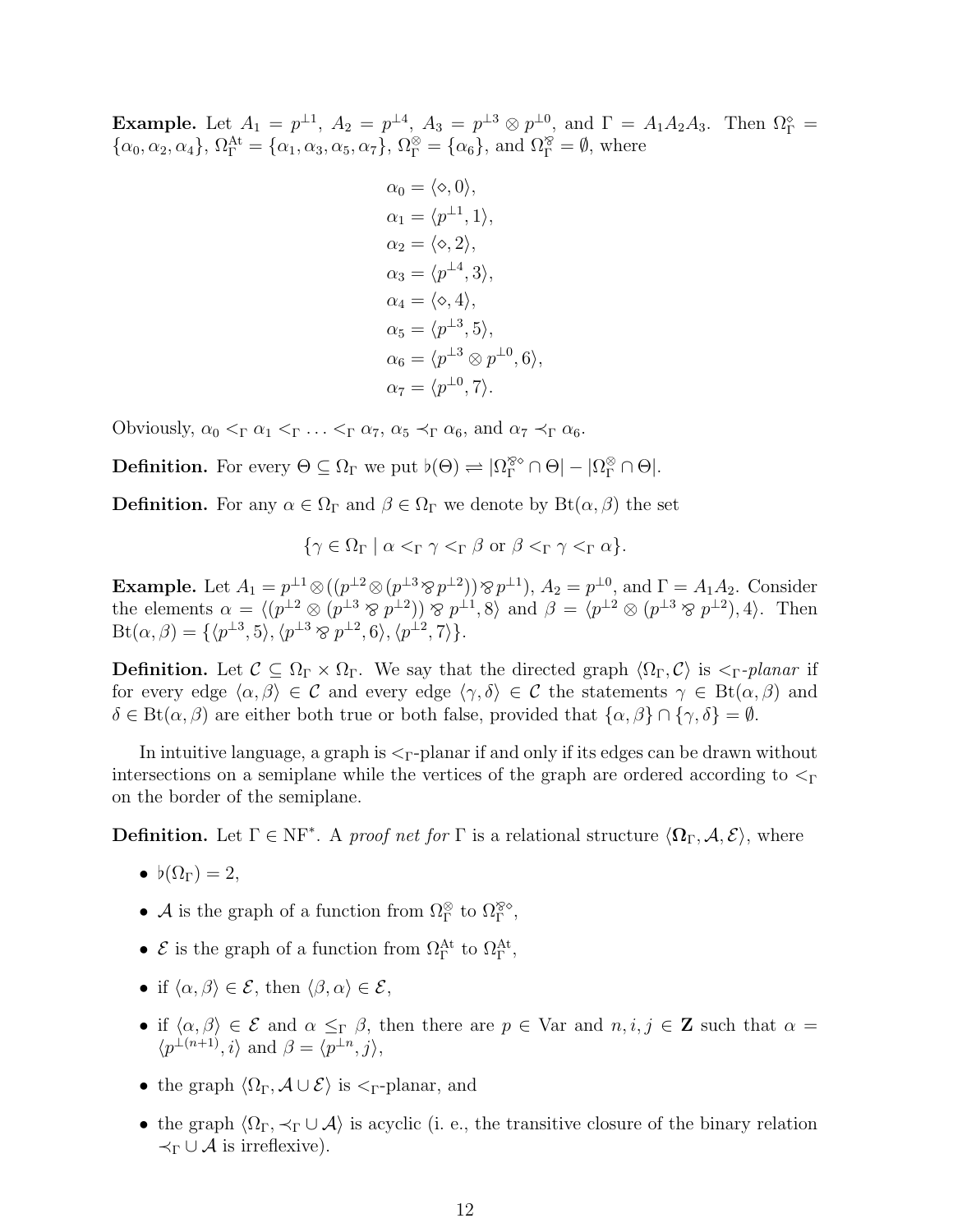**Example.** Let $A_1 = p^{\perp 1}$, $A_2 = p^{\perp 4}$, $A_3 = p^{\perp 3} \otimes p^{\perp 0}$, and $\Gamma = A_1 A_2 A_3$. Then $\Omega_\Gamma^\diamond = \{\alpha_0, \alpha_2, \alpha_4\}$, $\Omega_\Gamma^{\mathrm{At}} = \{\alpha_1, \alpha_3, \alpha_5, \alpha_7\}$, $\Omega_\Gamma^\otimes = \{\alpha_6\}$, and $\Omega_\Gamma^{\wp} = \emptyset$, where

$$
\begin{aligned}
\alpha_0 &= \langle \diamond, 0 \rangle, \\
\alpha_1 &= \langle p^{\perp 1}, 1 \rangle, \\
\alpha_2 &= \langle \diamond, 2 \rangle, \\
\alpha_3 &= \langle p^{\perp 4}, 3 \rangle, \\
\alpha_4 &= \langle \diamond, 4 \rangle, \\
\alpha_5 &= \langle p^{\perp 3}, 5 \rangle, \\
\alpha_6 &= \langle p^{\perp 3} \otimes p^{\perp 0}, 6 \rangle, \\
\alpha_7 &= \langle p^{\perp 0}, 7 \rangle.
\end{aligned}
$$

Obviously, $\alpha_0 <_\Gamma \alpha_1 <_\Gamma \ldots <_\Gamma \alpha_7$, $\alpha_5 \prec_\Gamma \alpha_6$, and $\alpha_7 \prec_\Gamma \alpha_6$.

**Definition.** For every $\Theta \subseteq \Omega_\Gamma$ we put $\flat(\Theta) \rightleftharpoons |\Omega_\Gamma^{\wp\diamond} \cap \Theta| - |\Omega_\Gamma^\otimes \cap \Theta|$.

**Definition.** For any $\alpha \in \Omega_\Gamma$ and $\beta \in \Omega_\Gamma$ we denote by $\mathrm{Bt}(\alpha, \beta)$ the set

$$
\{\gamma \in \Omega_\Gamma \mid \alpha <_\Gamma \gamma <_\Gamma \beta \text{ or } \beta <_\Gamma \gamma <_\Gamma \alpha\}.
$$

**Example.** Let $A_1 = p^{\perp 1} \otimes ((p^{\perp 2} \otimes (p^{\perp 3} \wp p^{\perp 2})) \wp p^{\perp 1})$, $A_2 = p^{\perp 0}$, and $\Gamma = A_1 A_2$. Consider the elements $\alpha = \langle (p^{\perp 2} \otimes (p^{\perp 3} \wp p^{\perp 2})) \wp p^{\perp 1}, 8 \rangle$ and $\beta = \langle p^{\perp 2} \otimes (p^{\perp 3} \wp p^{\perp 2}), 4 \rangle$. Then $\mathrm{Bt}(\alpha, \beta) = \{\langle p^{\perp 3}, 5 \rangle, \langle p^{\perp 3} \wp p^{\perp 2}, 6 \rangle, \langle p^{\perp 2}, 7 \rangle\}$.

**Definition.** Let $\mathcal{C} \subseteq \Omega_\Gamma \times \Omega_\Gamma$. We say that the directed graph $\langle \Omega_\Gamma, \mathcal{C} \rangle$ is *$<_\Gamma$-planar* if for every edge $\langle \alpha, \beta \rangle \in \mathcal{C}$ and every edge $\langle \gamma, \delta \rangle \in \mathcal{C}$ the statements $\gamma \in \mathrm{Bt}(\alpha, \beta)$ and $\delta \in \mathrm{Bt}(\alpha, \beta)$ are either both true or both false, provided that $\{\alpha, \beta\} \cap \{\gamma, \delta\} = \emptyset$.

In intuitive language, a graph is $<_\Gamma$-planar if and only if its edges can be drawn without intersections on a semiplane while the vertices of the graph are ordered according to $<_\Gamma$ on the border of the semiplane.

**Definition.** Let $\Gamma \in \mathrm{NF}^*$. A *proof net for* $\Gamma$ is a relational structure $\langle \mathbf{\Omega}_\Gamma, \mathcal{A}, \mathcal{E} \rangle$, where

- $\flat(\Omega_\Gamma) = 2$,
- $\mathcal{A}$ is the graph of a function from $\Omega_\Gamma^\otimes$ to $\Omega_\Gamma^{\wp\diamond}$,
- $\mathcal{E}$ is the graph of a function from $\Omega_\Gamma^{\mathrm{At}}$ to $\Omega_\Gamma^{\mathrm{At}}$,
- if $\langle \alpha, \beta \rangle \in \mathcal{E}$, then $\langle \beta, \alpha \rangle \in \mathcal{E}$,
- if $\langle \alpha, \beta \rangle \in \mathcal{E}$ and $\alpha \leq_\Gamma \beta$, then there are $p \in \mathrm{Var}$ and $n, i, j \in \mathbf{Z}$ such that $\alpha = \langle p^{\perp(n+1)}, i \rangle$ and $\beta = \langle p^{\perp n}, j \rangle$,
- the graph $\langle \Omega_\Gamma, \mathcal{A} \cup \mathcal{E} \rangle$ is $<_\Gamma$-planar, and
- the graph $\langle \Omega_\Gamma, \prec_\Gamma \cup \mathcal{A} \rangle$ is acyclic (i. e., the transitive closure of the binary relation $\prec_\Gamma \cup \mathcal{A}$ is irreflexive).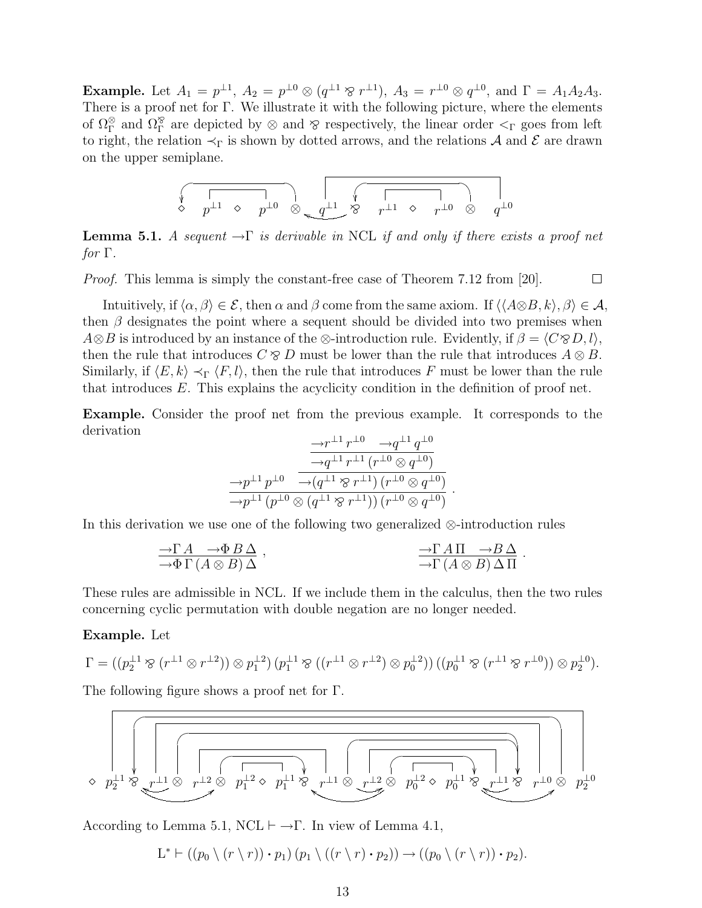**Example.** Let $A_1 = p^{\perp 1}$, $A_2 = p^{\perp 0} \otimes (q^{\perp 1} \parr r^{\perp 1})$, $A_3 = r^{\perp 0} \otimes q^{\perp 0}$, and $\Gamma = A_1 A_2 A_3$. There is a proof net for $\Gamma$. We illustrate it with the following picture, where the elements of $\Omega_\Gamma^\otimes$ and $\Omega_\Gamma^\parr$ are depicted by $\otimes$ and $\parr$ respectively, the linear order $<_\Gamma$ goes from left to right, the relation $\prec_\Gamma$ is shown by dotted arrows, and the relations $\mathcal{A}$ and $\mathcal{E}$ are drawn on the upper semiplane.

$$\diamond \quad p^{\perp 1} \quad \diamond \quad p^{\perp 0} \quad \otimes \quad q^{\perp 1} \quad \parr \quad r^{\perp 1} \quad \diamond \quad r^{\perp 0} \quad \otimes \quad q^{\perp 0}$$

**Lemma 5.1.** *A sequent* $\to\Gamma$ *is derivable in* NCL *if and only if there exists a proof net for* $\Gamma$.

*Proof.* This lemma is simply the constant-free case of Theorem 7.12 from [20]. $\square$

Intuitively, if $\langle \alpha, \beta \rangle \in \mathcal{E}$, then $\alpha$ and $\beta$ come from the same axiom. If $\langle \langle A \otimes B, k \rangle, \beta \rangle \in \mathcal{A}$, then $\beta$ designates the point where a sequent should be divided into two premises when $A \otimes B$ is introduced by an instance of the $\otimes$-introduction rule. Evidently, if $\beta = \langle C \parr D, l \rangle$, then the rule that introduces $C \parr D$ must be lower than the rule that introduces $A \otimes B$. Similarly, if $\langle E, k \rangle \prec_\Gamma \langle F, l \rangle$, then the rule that introduces $F$ must be lower than the rule that introduces $E$. This explains the acyclicity condition in the definition of proof net.

**Example.** Consider the proof net from the previous example. It corresponds to the derivation

$$\dfrac{\to p^{\perp 1}\, p^{\perp 0} \qquad \dfrac{\dfrac{\to r^{\perp 1}\, r^{\perp 0} \qquad \to q^{\perp 1}\, q^{\perp 0}}{\to q^{\perp 1}\, r^{\perp 1}\, (r^{\perp 0} \otimes q^{\perp 0})}}{\to (q^{\perp 1} \parr r^{\perp 1})\, (r^{\perp 0} \otimes q^{\perp 0})}}{\to p^{\perp 1}\, (p^{\perp 0} \otimes (q^{\perp 1} \parr r^{\perp 1}))\, (r^{\perp 0} \otimes q^{\perp 0})}\ .$$

In this derivation we use one of the following two generalized $\otimes$-introduction rules

$$\dfrac{\to \Gamma\, A \qquad \to \Phi\, B\, \Delta}{\to \Phi\, \Gamma\, (A \otimes B)\, \Delta}\ , \qquad\qquad \dfrac{\to \Gamma\, A\, \Pi \qquad \to B\, \Delta}{\to \Gamma\, (A \otimes B)\, \Delta\, \Pi}\ .$$

These rules are admissible in NCL. If we include them in the calculus, then the two rules concerning cyclic permutation with double negation are no longer needed.

**Example.** Let

$$\Gamma = ((p_2^{\perp 1} \parr (r^{\perp 1} \otimes r^{\perp 2})) \otimes p_1^{\perp 2})\, (p_1^{\perp 1} \parr ((r^{\perp 1} \otimes r^{\perp 2}) \otimes p_0^{\perp 2}))\, ((p_0^{\perp 1} \parr (r^{\perp 1} \parr r^{\perp 0})) \otimes p_2^{\perp 0}).$$

The following figure shows a proof net for $\Gamma$.

$$\diamond \quad p_2^{\perp 1} \parr r^{\perp 1} \otimes \quad r^{\perp 2} \otimes \quad p_1^{\perp 2} \diamond \quad p_1^{\perp 1} \parr \quad r^{\perp 1} \otimes \quad r^{\perp 2} \otimes \quad p_0^{\perp 2} \diamond \quad p_0^{\perp 1} \parr \quad r^{\perp 1} \parr \quad r^{\perp 0} \otimes \quad p_2^{\perp 0}$$

According to Lemma 5.1, $\mathrm{NCL} \vdash \to\Gamma$. In view of Lemma 4.1,

$$\mathrm{L}^* \vdash ((p_0 \setminus (r \setminus r)) \cdot p_1)\, (p_1 \setminus ((r \setminus r) \cdot p_2)) \to ((p_0 \setminus (r \setminus r)) \cdot p_2).$$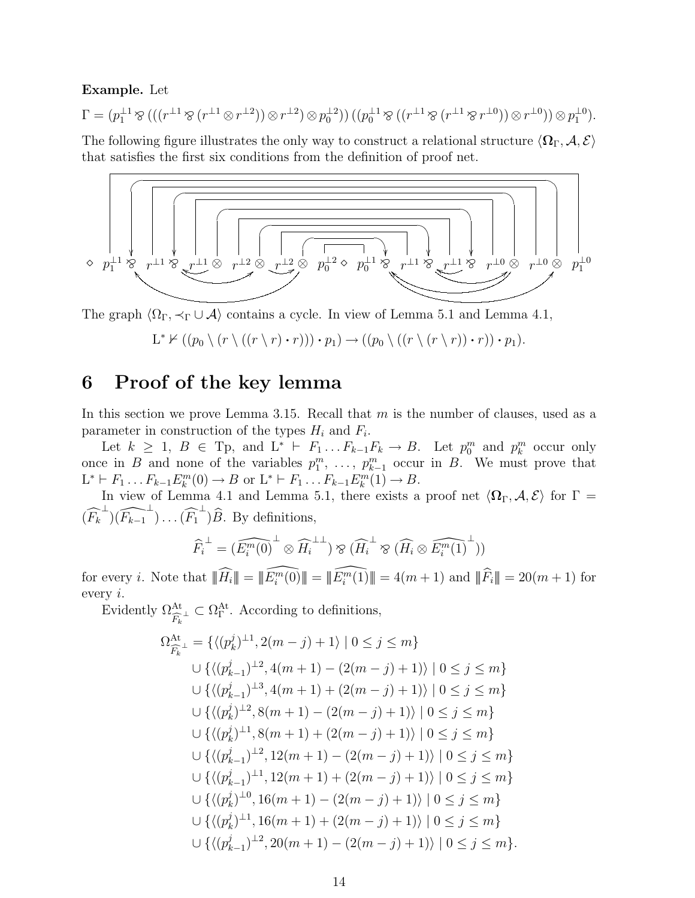**Example.** Let

$$\Gamma = (p_1^{\perp 1} \parr (((r^{\perp 1} \parr (r^{\perp 1} \otimes r^{\perp 2})) \otimes r^{\perp 2}) \otimes p_0^{\perp 2}))\,((p_0^{\perp 1} \parr ((r^{\perp 1} \parr (r^{\perp 1} \parr r^{\perp 0})) \otimes r^{\perp 0})) \otimes p_1^{\perp 0}).$$

The following figure illustrates the only way to construct a relational structure $\langle \mathbf{\Omega}_\Gamma, \mathcal{A}, \mathcal{E}\rangle$ that satisfies the first six conditions from the definition of proof net.

$$\diamond\ p_1^{\perp 1} \parr\ r^{\perp 1} \parr\ r^{\perp 1} \otimes\ r^{\perp 2} \otimes\ r^{\perp 2} \otimes\ p_0^{\perp 2} \diamond\ p_0^{\perp 1} \parr\ r^{\perp 1} \parr\ r^{\perp 1} \parr\ r^{\perp 0} \otimes\ r^{\perp 0} \otimes\ p_1^{\perp 0}$$

The graph $\langle \Omega_\Gamma, \prec_\Gamma \cup \mathcal{A}\rangle$ contains a cycle. In view of Lemma 5.1 and Lemma 4.1,

$$\mathrm{L}^* \nvdash ((p_0 \setminus (r \setminus ((r \setminus r) \cdot r))) \cdot p_1) \to ((p_0 \setminus ((r \setminus (r \setminus r)) \cdot r)) \cdot p_1).$$

# 6 Proof of the key lemma

In this section we prove Lemma 3.15. Recall that $m$ is the number of clauses, used as a parameter in construction of the types $H_i$ and $F_i$.

Let $k \geq 1$, $B \in \mathrm{Tp}$, and $\mathrm{L}^* \vdash F_1 \dots F_{k-1} F_k \to B$. Let $p_0^m$ and $p_k^m$ occur only once in $B$ and none of the variables $p_1^m, \dots, p_{k-1}^m$ occur in $B$. We must prove that $\mathrm{L}^* \vdash F_1 \dots F_{k-1} E_k^m(0) \to B$ or $\mathrm{L}^* \vdash F_1 \dots F_{k-1} E_k^m(1) \to B$.

In view of Lemma 4.1 and Lemma 5.1, there exists a proof net $\langle \mathbf{\Omega}_\Gamma, \mathcal{A}, \mathcal{E}\rangle$ for $\Gamma = (\widehat{F_k}^{\perp})(\widehat{F_{k-1}}^{\perp}) \dots (\widehat{F_1}^{\perp})\widehat{B}$. By definitions,

$$\widehat{F_i}^{\perp} = (\widehat{E_i^m(0)}^{\perp} \otimes \widehat{H_i}^{\perp\perp}) \parr (\widehat{H_i}^{\perp} \parr (\widehat{H_i} \otimes \widehat{E_i^m(1)}^{\perp}))$$

for every $i$. Note that $\|\widehat{H_i}\| = \|\widehat{E_i^m(0)}\| = \|\widehat{E_i^m(1)}\| = 4(m+1)$ and $\|\widehat{F_i}\| = 20(m+1)$ for every $i$.

Evidently $\Omega^{\mathrm{At}}_{\widehat{F_k}^{\perp}} \subset \Omega^{\mathrm{At}}_\Gamma$. According to definitions,

$$\begin{aligned}
\Omega^{\mathrm{At}}_{\widehat{F_k}^{\perp}} = {} & \{\langle (p_k^j)^{\perp 1}, 2(m-j)+1\rangle \mid 0 \leq j \leq m\} \\
& \cup \{\langle (p_{k-1}^j)^{\perp 2}, 4(m+1) - (2(m-j)+1)\rangle \mid 0 \leq j \leq m\} \\
& \cup \{\langle (p_{k-1}^j)^{\perp 3}, 4(m+1) + (2(m-j)+1)\rangle \mid 0 \leq j \leq m\} \\
& \cup \{\langle (p_k^j)^{\perp 2}, 8(m+1) - (2(m-j)+1)\rangle \mid 0 \leq j \leq m\} \\
& \cup \{\langle (p_k^j)^{\perp 1}, 8(m+1) + (2(m-j)+1)\rangle \mid 0 \leq j \leq m\} \\
& \cup \{\langle (p_{k-1}^j)^{\perp 2}, 12(m+1) - (2(m-j)+1)\rangle \mid 0 \leq j \leq m\} \\
& \cup \{\langle (p_{k-1}^j)^{\perp 1}, 12(m+1) + (2(m-j)+1)\rangle \mid 0 \leq j \leq m\} \\
& \cup \{\langle (p_k^j)^{\perp 0}, 16(m+1) - (2(m-j)+1)\rangle \mid 0 \leq j \leq m\} \\
& \cup \{\langle (p_k^j)^{\perp 1}, 16(m+1) + (2(m-j)+1)\rangle \mid 0 \leq j \leq m\} \\
& \cup \{\langle (p_{k-1}^j)^{\perp 2}, 20(m+1) - (2(m-j)+1)\rangle \mid 0 \leq j \leq m\}.
\end{aligned}$$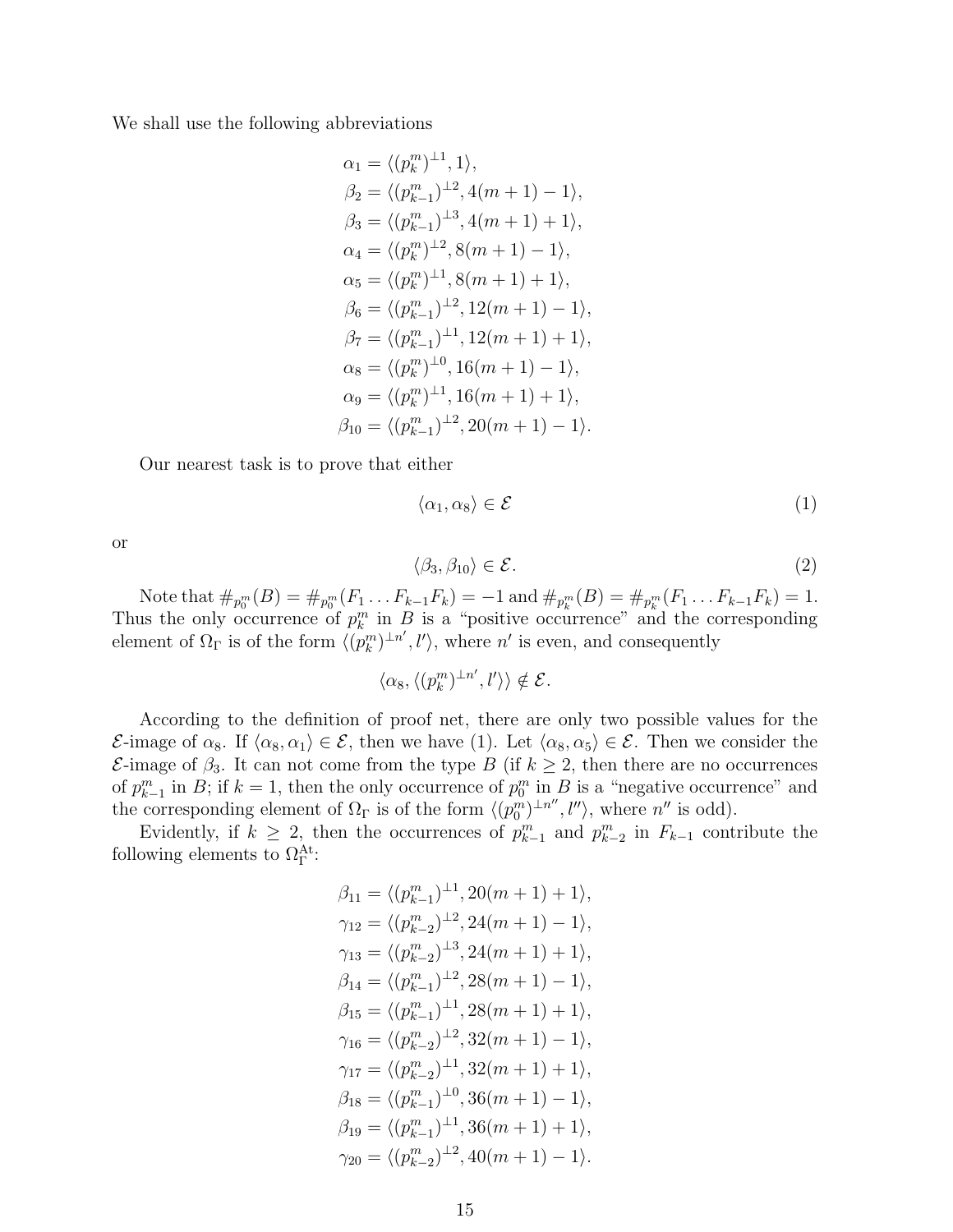We shall use the following abbreviations

$$
\begin{aligned}
\alpha_1 &= \langle (p_k^m)^{\perp 1}, 1\rangle,\\
\beta_2 &= \langle (p_{k-1}^m)^{\perp 2}, 4(m+1)-1\rangle,\\
\beta_3 &= \langle (p_{k-1}^m)^{\perp 3}, 4(m+1)+1\rangle,\\
\alpha_4 &= \langle (p_k^m)^{\perp 2}, 8(m+1)-1\rangle,\\
\alpha_5 &= \langle (p_k^m)^{\perp 1}, 8(m+1)+1\rangle,\\
\beta_6 &= \langle (p_{k-1}^m)^{\perp 2}, 12(m+1)-1\rangle,\\
\beta_7 &= \langle (p_{k-1}^m)^{\perp 1}, 12(m+1)+1\rangle,\\
\alpha_8 &= \langle (p_k^m)^{\perp 0}, 16(m+1)-1\rangle,\\
\alpha_9 &= \langle (p_k^m)^{\perp 1}, 16(m+1)+1\rangle,\\
\beta_{10} &= \langle (p_{k-1}^m)^{\perp 2}, 20(m+1)-1\rangle.
\end{aligned}
$$

Our nearest task is to prove that either

$$\langle \alpha_1, \alpha_8\rangle \in \mathcal{E} \tag{1}$$

or

$$\langle \beta_3, \beta_{10}\rangle \in \mathcal{E}. \tag{2}$$

Note that $\#_{p_0^m}(B) = \#_{p_0^m}(F_1 \dots F_{k-1}F_k) = -1$ and $\#_{p_k^m}(B) = \#_{p_k^m}(F_1 \dots F_{k-1}F_k) = 1$. Thus the only occurrence of $p_k^m$ in $B$ is a "positive occurrence" and the corresponding element of $\Omega_\Gamma$ is of the form $\langle (p_k^m)^{\perp n'}, l'\rangle$, where $n'$ is even, and consequently

$$\langle \alpha_8, \langle (p_k^m)^{\perp n'}, l'\rangle\rangle \notin \mathcal{E}.$$

According to the definition of proof net, there are only two possible values for the $\mathcal{E}$-image of $\alpha_8$. If $\langle \alpha_8, \alpha_1\rangle \in \mathcal{E}$, then we have (1). Let $\langle \alpha_8, \alpha_5\rangle \in \mathcal{E}$. Then we consider the $\mathcal{E}$-image of $\beta_3$. It can not come from the type $B$ (if $k \geq 2$, then there are no occurrences of $p_{k-1}^m$ in $B$; if $k = 1$, then the only occurrence of $p_0^m$ in $B$ is a "negative occurrence" and the corresponding element of $\Omega_\Gamma$ is of the form $\langle (p_0^m)^{\perp n''}, l''\rangle$, where $n''$ is odd).

Evidently, if $k \geq 2$, then the occurrences of $p_{k-1}^m$ and $p_{k-2}^m$ in $F_{k-1}$ contribute the following elements to $\Omega_\Gamma^{\mathrm{At}}$:

$$
\begin{aligned}
\beta_{11} &= \langle (p_{k-1}^m)^{\perp 1}, 20(m+1)+1\rangle,\\
\gamma_{12} &= \langle (p_{k-2}^m)^{\perp 2}, 24(m+1)-1\rangle,\\
\gamma_{13} &= \langle (p_{k-2}^m)^{\perp 3}, 24(m+1)+1\rangle,\\
\beta_{14} &= \langle (p_{k-1}^m)^{\perp 2}, 28(m+1)-1\rangle,\\
\beta_{15} &= \langle (p_{k-1}^m)^{\perp 1}, 28(m+1)+1\rangle,\\
\gamma_{16} &= \langle (p_{k-2}^m)^{\perp 2}, 32(m+1)-1\rangle,\\
\gamma_{17} &= \langle (p_{k-2}^m)^{\perp 1}, 32(m+1)+1\rangle,\\
\beta_{18} &= \langle (p_{k-1}^m)^{\perp 0}, 36(m+1)-1\rangle,\\
\beta_{19} &= \langle (p_{k-1}^m)^{\perp 1}, 36(m+1)+1\rangle,\\
\gamma_{20} &= \langle (p_{k-2}^m)^{\perp 2}, 40(m+1)-1\rangle.
\end{aligned}
$$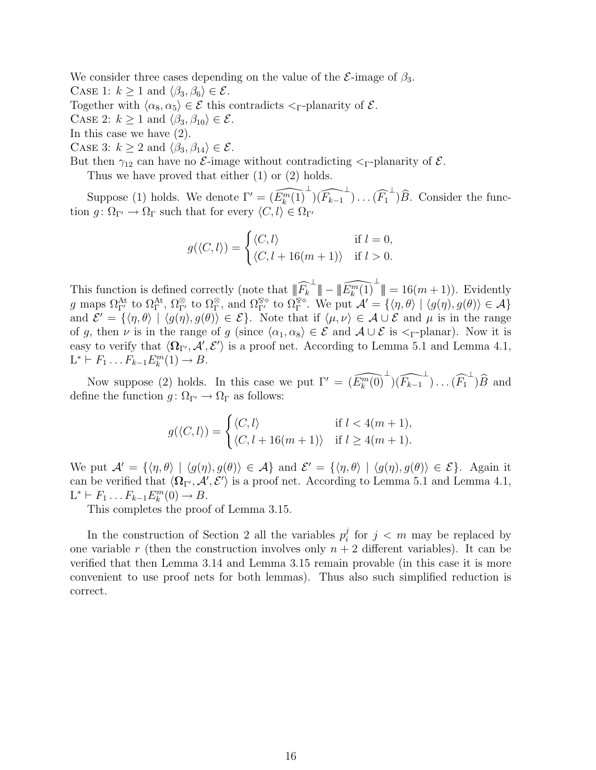We consider three cases depending on the value of the $\mathcal{E}$-image of $\beta_3$.

Case 1: $k \geq 1$ and $\langle \beta_3, \beta_6 \rangle \in \mathcal{E}$.

Together with $\langle \alpha_8, \alpha_5 \rangle \in \mathcal{E}$ this contradicts $<_\Gamma$-planarity of $\mathcal{E}$.

Case 2: $k \geq 1$ and $\langle \beta_3, \beta_{10} \rangle \in \mathcal{E}$.

In this case we have (2).

Case 3: $k \geq 2$ and $\langle \beta_3, \beta_{14} \rangle \in \mathcal{E}$.

But then $\gamma_{12}$ can have no $\mathcal{E}$-image without contradicting $<_\Gamma$-planarity of $\mathcal{E}$.

Thus we have proved that either (1) or (2) holds.

Suppose (1) holds. We denote $\Gamma' = (\widehat{E_k^m(1)}^\perp)(\widehat{F_{k-1}}^\perp) \ldots (\widehat{F_1}^\perp)\widehat{B}$. Consider the function $g\colon \Omega_{\Gamma'} \to \Omega_\Gamma$ such that for every $\langle C, l \rangle \in \Omega_{\Gamma'}$

$$g(\langle C, l \rangle) = \begin{cases} \langle C, l \rangle & \text{if } l = 0, \\ \langle C, l + 16(m+1) \rangle & \text{if } l > 0. \end{cases}$$

This function is defined correctly (note that $\|\widehat{F_k}^\perp\| - \|\widehat{E_k^m(1)}^\perp\| = 16(m+1)$). Evidently $g$ maps $\Omega_{\Gamma'}^{\mathrm{At}}$ to $\Omega_\Gamma^{\mathrm{At}}$, $\Omega_{\Gamma'}^{\otimes}$ to $\Omega_\Gamma^{\otimes}$, and $\Omega_{\Gamma'}^{\otimes\diamond}$ to $\Omega_\Gamma^{\otimes\diamond}$. We put $\mathcal{A}' = \{\langle \eta, \theta \rangle \mid \langle g(\eta), g(\theta) \rangle \in \mathcal{A}\}$ and $\mathcal{E}' = \{\langle \eta, \theta \rangle \mid \langle g(\eta), g(\theta) \rangle \in \mathcal{E}\}$. Note that if $\langle \mu, \nu \rangle \in \mathcal{A} \cup \mathcal{E}$ and $\mu$ is in the range of $g$, then $\nu$ is in the range of $g$ (since $\langle \alpha_1, \alpha_8 \rangle \in \mathcal{E}$ and $\mathcal{A} \cup \mathcal{E}$ is $<_\Gamma$-planar). Now it is easy to verify that $\langle \mathbf{\Omega}_{\Gamma'}, \mathcal{A}', \mathcal{E}' \rangle$ is a proof net. According to Lemma 5.1 and Lemma 4.1, $\mathrm{L}^* \vdash F_1 \ldots F_{k-1} E_k^m(1) \to B$.

Now suppose (2) holds. In this case we put $\Gamma' = (\widehat{E_k^m(0)}^\perp)(\widehat{F_{k-1}}^\perp) \ldots (\widehat{F_1}^\perp)\widehat{B}$ and define the function $g\colon \Omega_{\Gamma'} \to \Omega_\Gamma$ as follows:

$$g(\langle C, l \rangle) = \begin{cases} \langle C, l \rangle & \text{if } l < 4(m+1), \\ \langle C, l + 16(m+1) \rangle & \text{if } l \geq 4(m+1). \end{cases}$$

We put $\mathcal{A}' = \{\langle \eta, \theta \rangle \mid \langle g(\eta), g(\theta) \rangle \in \mathcal{A}\}$ and $\mathcal{E}' = \{\langle \eta, \theta \rangle \mid \langle g(\eta), g(\theta) \rangle \in \mathcal{E}\}$. Again it can be verified that $\langle \mathbf{\Omega}_{\Gamma'}, \mathcal{A}', \mathcal{E}' \rangle$ is a proof net. According to Lemma 5.1 and Lemma 4.1, $\mathrm{L}^* \vdash F_1 \ldots F_{k-1} E_k^m(0) \to B$.

This completes the proof of Lemma 3.15.

In the construction of Section 2 all the variables $p_i^j$ for $j < m$ may be replaced by one variable $r$ (then the construction involves only $n+2$ different variables). It can be verified that then Lemma 3.14 and Lemma 3.15 remain provable (in this case it is more convenient to use proof nets for both lemmas). Thus also such simplified reduction is correct.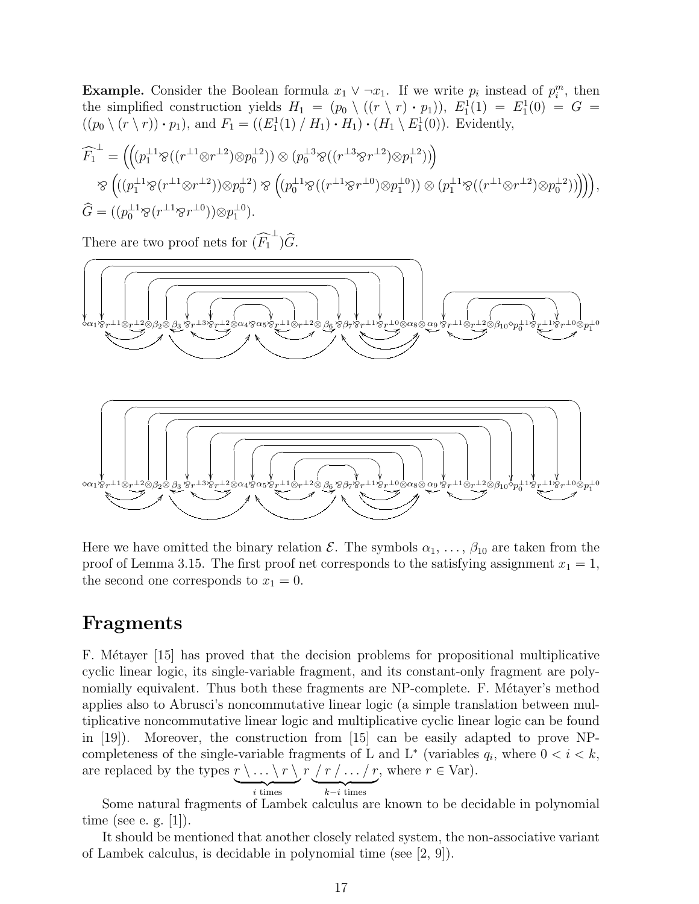**Example.** Consider the Boolean formula $x_1 \vee \neg x_1$. If we write $p_i$ instead of $p_i^m$, then the simplified construction yields $H_1 = (p_0 \setminus ((r \setminus r) \cdot p_1))$, $E_1^1(1) = E_1^1(0) = G = ((p_0 \setminus (r \setminus r)) \cdot p_1)$, and $F_1 = ((E_1^1(1) \,/\, H_1) \cdot H_1) \cdot (H_1 \setminus E_1^1(0))$. Evidently,

$$\widehat{F_1}^{\perp} = \Big( \Big( (p_1^{\perp 1} \wp ((r^{\perp 1} \otimes r^{\perp 2}) \otimes p_0^{\perp 2})) \otimes (p_0^{\perp 3} \wp ((r^{\perp 3} \wp r^{\perp 2}) \otimes p_1^{\perp 2})) \Big)$$
$$\wp \Big( ((p_1^{\perp 1} \wp (r^{\perp 1} \otimes r^{\perp 2})) \otimes p_0^{\perp 2}) \wp \Big( (p_0^{\perp 1} \wp ((r^{\perp 1} \wp r^{\perp 0}) \otimes p_1^{\perp 0})) \otimes (p_1^{\perp 1} \wp ((r^{\perp 1} \otimes r^{\perp 2}) \otimes p_0^{\perp 2})) \Big) \Big) \Big),$$
$$\widehat{G} = ((p_0^{\perp 1} \wp (r^{\perp 1} \wp r^{\perp 0})) \otimes p_1^{\perp 0}).$$

There are two proof nets for $(\widehat{F_1}^{\perp})\widehat{G}$.

$$\diamond\alpha_1 \wp r^{\perp 1} \otimes r^{\perp 2} \otimes \beta_2 \otimes \beta_3 \wp r^{\perp 3} \wp r^{\perp 2} \otimes \alpha_4 \wp \alpha_5 \wp r^{\perp 1} \otimes r^{\perp 2} \otimes \beta_6 \wp \beta_7 \wp r^{\perp 1} \wp r^{\perp 0} \otimes \alpha_8 \otimes \alpha_9 \wp r^{\perp 1} \otimes r^{\perp 2} \otimes \beta_{10} \diamond p_0^{\perp 1} \wp r^{\perp 1} \wp r^{\perp 0} \otimes p_1^{\perp 0}$$

$$\diamond\alpha_1 \wp r^{\perp 1} \otimes r^{\perp 2} \otimes \beta_2 \otimes \beta_3 \wp r^{\perp 3} \wp r^{\perp 2} \otimes \alpha_4 \wp \alpha_5 \wp r^{\perp 1} \otimes r^{\perp 2} \otimes \beta_6 \wp \beta_7 \wp r^{\perp 1} \wp r^{\perp 0} \otimes \alpha_8 \otimes \alpha_9 \wp r^{\perp 1} \otimes r^{\perp 2} \otimes \beta_{10} \diamond p_0^{\perp 1} \wp r^{\perp 1} \wp r^{\perp 0} \otimes p_1^{\perp 0}$$

Here we have omitted the binary relation $\mathcal{E}$. The symbols $\alpha_1, \ldots, \beta_{10}$ are taken from the proof of Lemma 3.15. The first proof net corresponds to the satisfying assignment $x_1 = 1$, the second one corresponds to $x_1 = 0$.

# Fragments

F. Métayer [15] has proved that the decision problems for propositional multiplicative cyclic linear logic, its single-variable fragment, and its constant-only fragment are polynomially equivalent. Thus both these fragments are NP-complete. F. Métayer's method applies also to Abrusci's noncommutative linear logic (a simple translation between multiplicative noncommutative linear logic and multiplicative cyclic linear logic can be found in [19]). Moreover, the construction from [15] can be easily adapted to prove NP-completeness of the single-variable fragments of L and L* (variables $q_i$, where $0 < i < k$, are replaced by the types $\underbrace{r \setminus \ldots \setminus r \setminus}_{i \text{ times}} r \underbrace{/ \, r \, / \ldots / \, r}_{k-i \text{ times}}$, where $r \in \mathrm{Var}$).

Some natural fragments of Lambek calculus are known to be decidable in polynomial time (see e. g. [1]).

It should be mentioned that another closely related system, the non-associative variant of Lambek calculus, is decidable in polynomial time (see [2, 9]).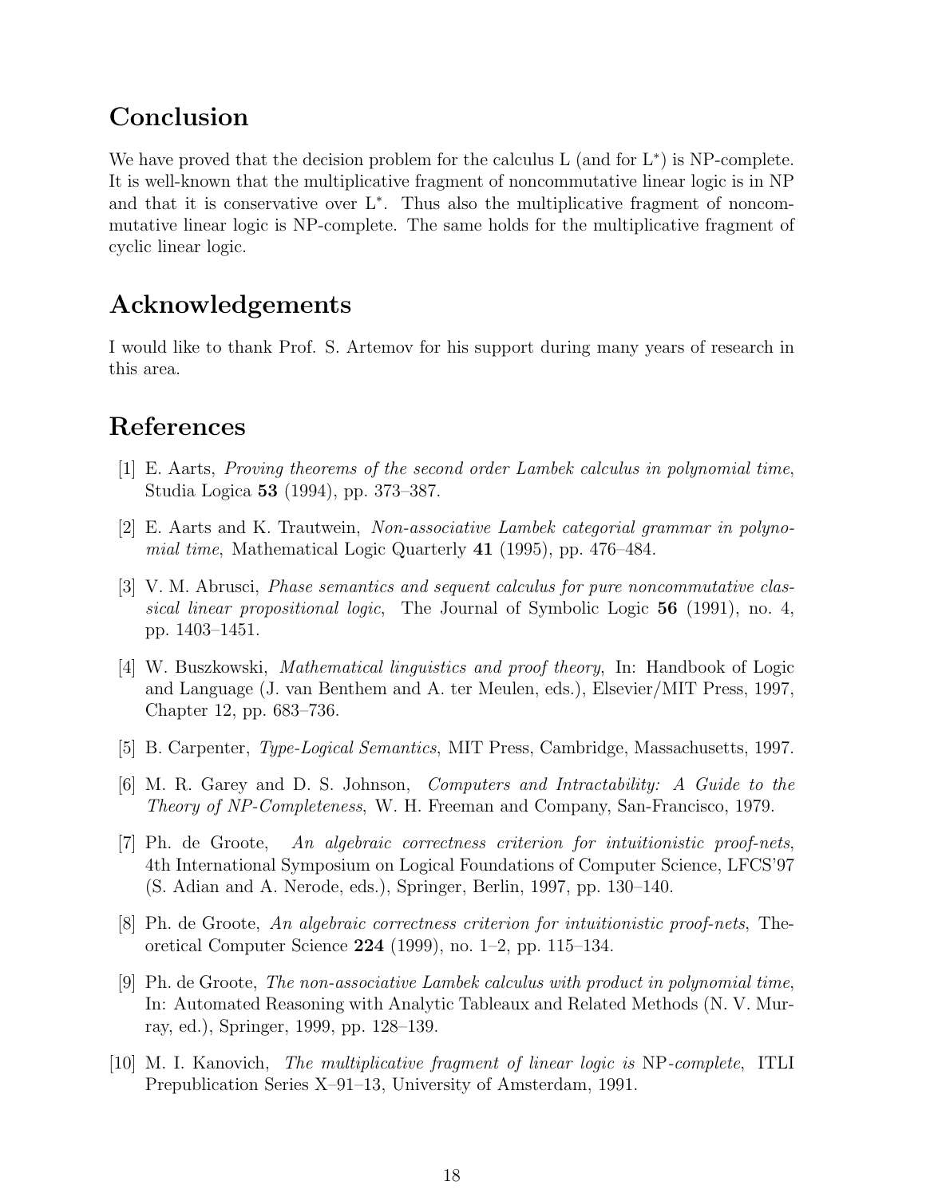## Conclusion

We have proved that the decision problem for the calculus L (and for $L^*$) is NP-complete. It is well-known that the multiplicative fragment of noncommutative linear logic is in NP and that it is conservative over $L^*$. Thus also the multiplicative fragment of noncommutative linear logic is NP-complete. The same holds for the multiplicative fragment of cyclic linear logic.

## Acknowledgements

I would like to thank Prof. S. Artemov for his support during many years of research in this area.

## References

[1] E. Aarts, *Proving theorems of the second order Lambek calculus in polynomial time*, Studia Logica **53** (1994), pp. 373–387.

[2] E. Aarts and K. Trautwein, *Non-associative Lambek categorial grammar in polynomial time*, Mathematical Logic Quarterly **41** (1995), pp. 476–484.

[3] V. M. Abrusci, *Phase semantics and sequent calculus for pure noncommutative classical linear propositional logic*, The Journal of Symbolic Logic **56** (1991), no. 4, pp. 1403–1451.

[4] W. Buszkowski, *Mathematical linguistics and proof theory*, In: Handbook of Logic and Language (J. van Benthem and A. ter Meulen, eds.), Elsevier/MIT Press, 1997, Chapter 12, pp. 683–736.

[5] B. Carpenter, *Type-Logical Semantics*, MIT Press, Cambridge, Massachusetts, 1997.

[6] M. R. Garey and D. S. Johnson, *Computers and Intractability: A Guide to the Theory of NP-Completeness*, W. H. Freeman and Company, San-Francisco, 1979.

[7] Ph. de Groote, *An algebraic correctness criterion for intuitionistic proof-nets*, 4th International Symposium on Logical Foundations of Computer Science, LFCS'97 (S. Adian and A. Nerode, eds.), Springer, Berlin, 1997, pp. 130–140.

[8] Ph. de Groote, *An algebraic correctness criterion for intuitionistic proof-nets*, Theoretical Computer Science **224** (1999), no. 1–2, pp. 115–134.

[9] Ph. de Groote, *The non-associative Lambek calculus with product in polynomial time*, In: Automated Reasoning with Analytic Tableaux and Related Methods (N. V. Murray, ed.), Springer, 1999, pp. 128–139.

[10] M. I. Kanovich, *The multiplicative fragment of linear logic is* NP*-complete*, ITLI Prepublication Series X–91–13, University of Amsterdam, 1991.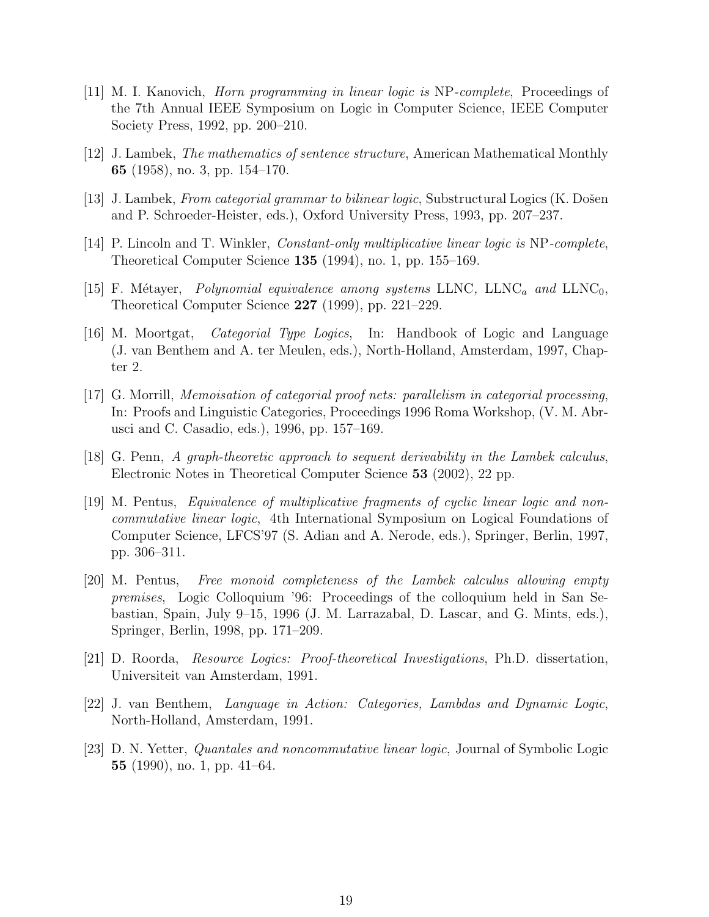[11] M. I. Kanovich, *Horn programming in linear logic is* NP*-complete*, Proceedings of the 7th Annual IEEE Symposium on Logic in Computer Science, IEEE Computer Society Press, 1992, pp. 200–210.

[12] J. Lambek, *The mathematics of sentence structure*, American Mathematical Monthly **65** (1958), no. 3, pp. 154–170.

[13] J. Lambek, *From categorial grammar to bilinear logic*, Substructural Logics (K. Došen and P. Schroeder-Heister, eds.), Oxford University Press, 1993, pp. 207–237.

[14] P. Lincoln and T. Winkler, *Constant-only multiplicative linear logic is* NP*-complete*, Theoretical Computer Science **135** (1994), no. 1, pp. 155–169.

[15] F. Métayer, *Polynomial equivalence among systems* LLNC*,* $\mathrm{LLNC}_a$ *and* $\mathrm{LLNC}_0$, Theoretical Computer Science **227** (1999), pp. 221–229.

[16] M. Moortgat, *Categorial Type Logics*, In: Handbook of Logic and Language (J. van Benthem and A. ter Meulen, eds.), North-Holland, Amsterdam, 1997, Chapter 2.

[17] G. Morrill, *Memoisation of categorial proof nets: parallelism in categorial processing*, In: Proofs and Linguistic Categories, Proceedings 1996 Roma Workshop, (V. M. Abrusci and C. Casadio, eds.), 1996, pp. 157–169.

[18] G. Penn, *A graph-theoretic approach to sequent derivability in the Lambek calculus*, Electronic Notes in Theoretical Computer Science **53** (2002), 22 pp.

[19] M. Pentus, *Equivalence of multiplicative fragments of cyclic linear logic and noncommutative linear logic*, 4th International Symposium on Logical Foundations of Computer Science, LFCS'97 (S. Adian and A. Nerode, eds.), Springer, Berlin, 1997, pp. 306–311.

[20] M. Pentus, *Free monoid completeness of the Lambek calculus allowing empty premises*, Logic Colloquium '96: Proceedings of the colloquium held in San Sebastian, Spain, July 9–15, 1996 (J. M. Larrazabal, D. Lascar, and G. Mints, eds.), Springer, Berlin, 1998, pp. 171–209.

[21] D. Roorda, *Resource Logics: Proof-theoretical Investigations*, Ph.D. dissertation, Universiteit van Amsterdam, 1991.

[22] J. van Benthem, *Language in Action: Categories, Lambdas and Dynamic Logic*, North-Holland, Amsterdam, 1991.

[23] D. N. Yetter, *Quantales and noncommutative linear logic*, Journal of Symbolic Logic **55** (1990), no. 1, pp. 41–64.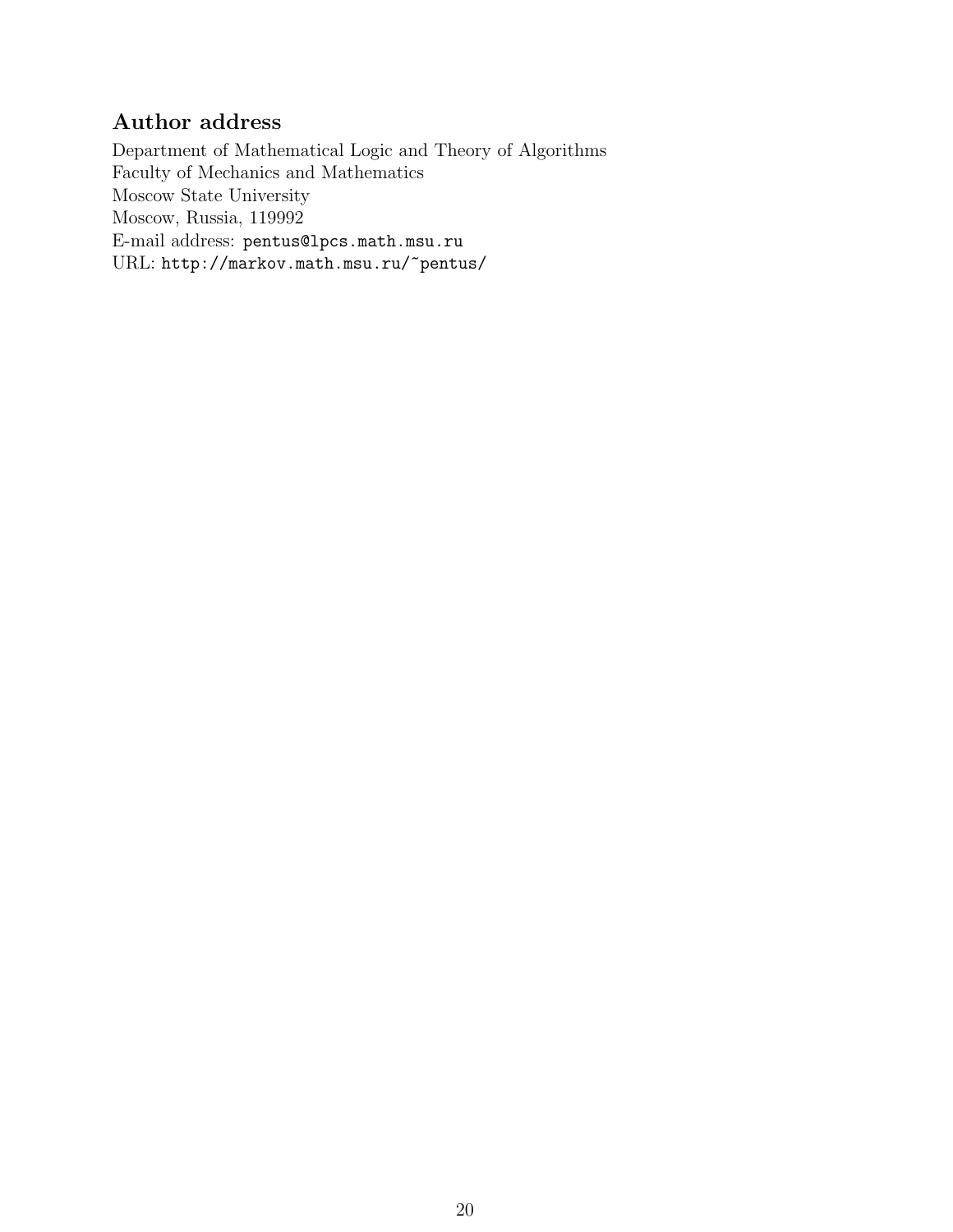## Author address

Department of Mathematical Logic and Theory of Algorithms
Faculty of Mechanics and Mathematics
Moscow State University
Moscow, Russia, 119992
E-mail address: `pentus@lpcs.math.msu.ru`
URL: `http://markov.math.msu.ru/~pentus/`